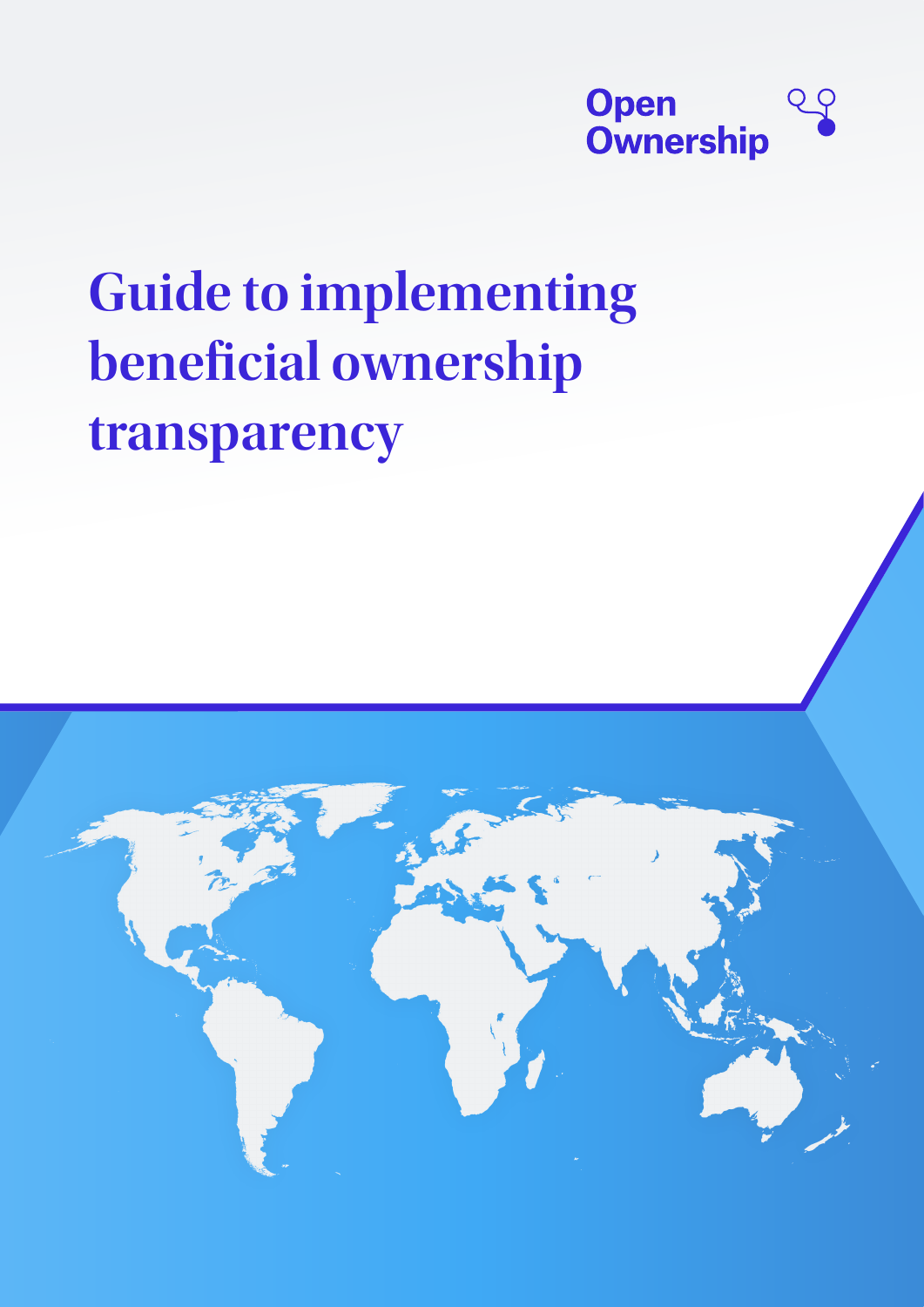Open Ownership

# Guide to implementing beneficial ownership transparency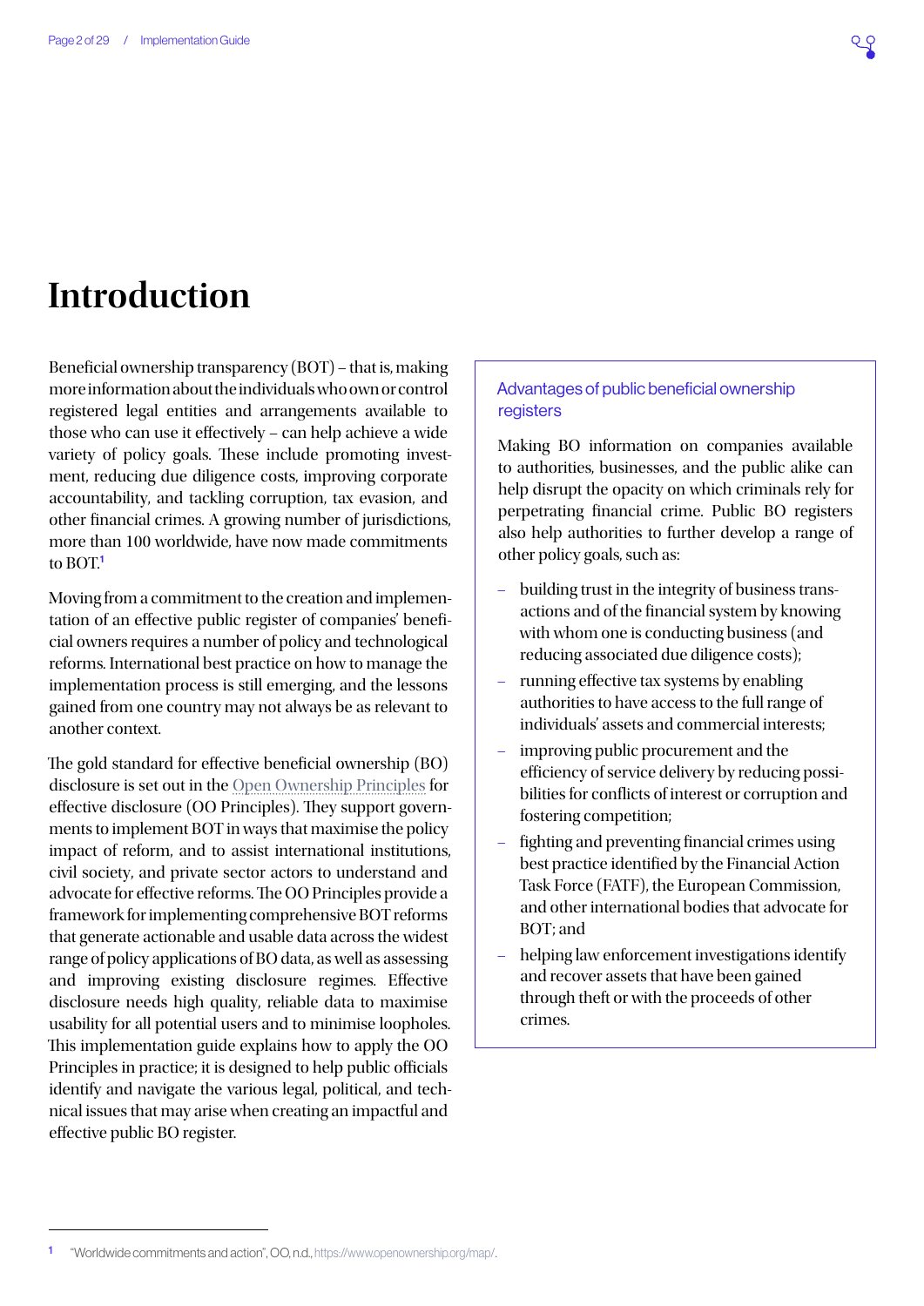# Introduction

Beneficial ownership transparency (BOT) – that is, making more information about the individuals who own or control registered legal entities and arrangements available to those who can use it effectively – can help achieve a wide variety of policy goals. These include promoting investment, reducing due diligence costs, improving corporate accountability, and tackling corruption, tax evasion, and other financial crimes. A growing number of jurisdictions, more than 100 worldwide, have now made commitments to BOT.[1]

Moving from a commitment to the creation and implementation of an effective public register of companies' beneficial owners requires a number of policy and technological reforms. International best practice on how to manage the implementation process is still emerging, and the lessons gained from one country may not always be as relevant to another context.

The gold standard for effective beneficial ownership (BO) disclosure is set out in the Open Ownership Principles for effective disclosure (OO Principles). They support governments to implement BOT in ways that maximise the policy impact of reform, and to assist international institutions, civil society, and private sector actors to understand and advocate for effective reforms. The OO Principles provide a framework for implementing comprehensive BOT reforms that generate actionable and usable data across the widest range of policy applications of BO data, as well as assessing and improving existing disclosure regimes. Effective disclosure needs high quality, reliable data to maximise usability for all potential users and to minimise loopholes. This implementation guide explains how to apply the OO Principles in practice; it is designed to help public officials identify and navigate the various legal, political, and technical issues that may arise when creating an impactful and effective public BO register.

### Advantages of public beneficial ownership registers

Making BO information on companies available to authorities, businesses, and the public alike can help disrupt the opacity on which criminals rely for perpetrating financial crime. Public BO registers also help authorities to further develop a range of other policy goals, such as:

- building trust in the integrity of business transactions and of the financial system by knowing with whom one is conducting business (and reducing associated due diligence costs);
- running effective tax systems by enabling authorities to have access to the full range of individuals' assets and commercial interests;
- improving public procurement and the efficiency of service delivery by reducing possibilities for conflicts of interest or corruption and fostering competition;
- fighting and preventing financial crimes using best practice identified by the Financial Action Task Force (FATF), the European Commission, and other international bodies that advocate for BOT; and
- helping law enforcement investigations identify and recover assets that have been gained through theft or with the proceeds of other crimes.

---

[1] "Worldwide commitments and action", OO, n.d., https://www.openownership.org/map/.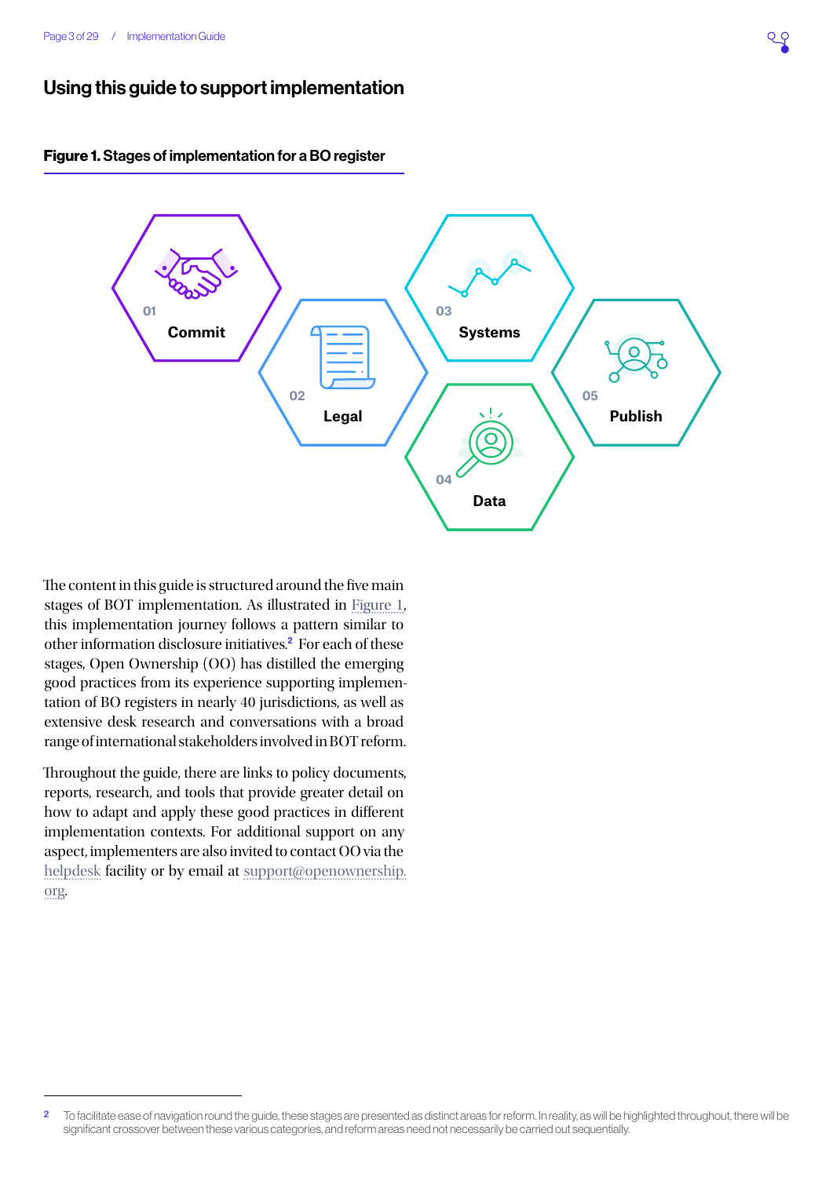# Using this guide to support implementation

**Figure 1. Stages of implementation for a BO register**

01 Commit

02 Legal

03 Systems

04 Data

05 Publish

The content in this guide is structured around the five main stages of BOT implementation. As illustrated in Figure 1, this implementation journey follows a pattern similar to other information disclosure initiatives.[2] For each of these stages, Open Ownership (OO) has distilled the emerging good practices from its experience supporting implementation of BO registers in nearly 40 jurisdictions, as well as extensive desk research and conversations with a broad range of international stakeholders involved in BOT reform.

Throughout the guide, there are links to policy documents, reports, research, and tools that provide greater detail on how to adapt and apply these good practices in different implementation contexts. For additional support on any aspect, implementers are also invited to contact OO via the helpdesk facility or by email at support@openownership.org.

---

2 To facilitate ease of navigation round the guide, these stages are presented as distinct areas for reform. In reality, as will be highlighted throughout, there will be significant crossover between these various categories, and reform areas need not necessarily be carried out sequentially.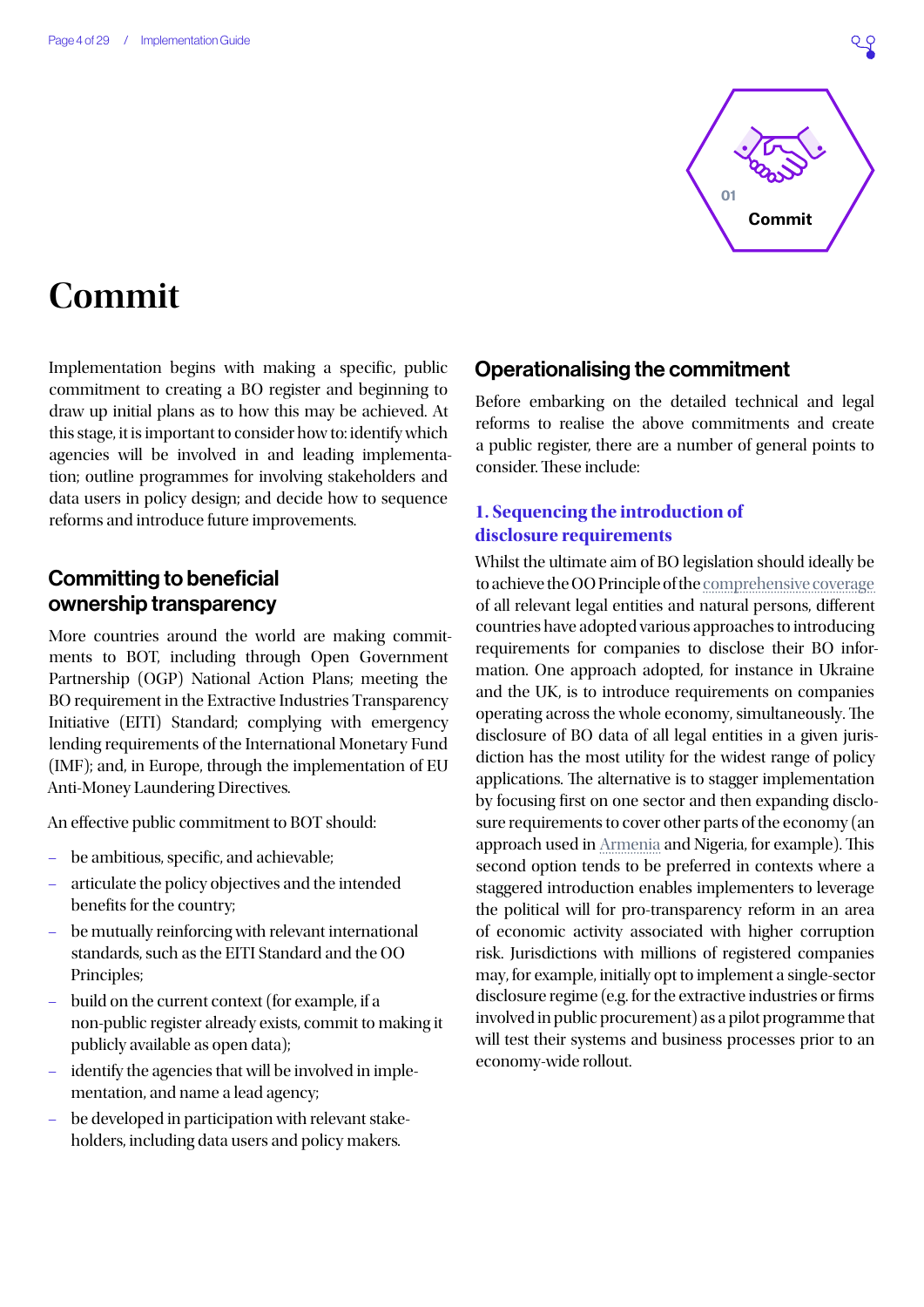# Commit

Implementation begins with making a specific, public commitment to creating a BO register and beginning to draw up initial plans as to how this may be achieved. At this stage, it is important to consider how to: identify which agencies will be involved in and leading implementation; outline programmes for involving stakeholders and data users in policy design; and decide how to sequence reforms and introduce future improvements.

## Committing to beneficial ownership transparency

More countries around the world are making commitments to BOT, including through Open Government Partnership (OGP) National Action Plans; meeting the BO requirement in the Extractive Industries Transparency Initiative (EITI) Standard; complying with emergency lending requirements of the International Monetary Fund (IMF); and, in Europe, through the implementation of EU Anti-Money Laundering Directives.

An effective public commitment to BOT should:

- be ambitious, specific, and achievable;
- articulate the policy objectives and the intended benefits for the country;
- be mutually reinforcing with relevant international standards, such as the EITI Standard and the OO Principles;
- build on the current context (for example, if a non-public register already exists, commit to making it publicly available as open data);
- identify the agencies that will be involved in implementation, and name a lead agency;
- be developed in participation with relevant stakeholders, including data users and policy makers.

## Operationalising the commitment

Before embarking on the detailed technical and legal reforms to realise the above commitments and create a public register, there are a number of general points to consider. These include:

### 1. Sequencing the introduction of disclosure requirements

Whilst the ultimate aim of BO legislation should ideally be to achieve the OO Principle of the comprehensive coverage of all relevant legal entities and natural persons, different countries have adopted various approaches to introducing requirements for companies to disclose their BO information. One approach adopted, for instance in Ukraine and the UK, is to introduce requirements on companies operating across the whole economy, simultaneously. The disclosure of BO data of all legal entities in a given jurisdiction has the most utility for the widest range of policy applications. The alternative is to stagger implementation by focusing first on one sector and then expanding disclosure requirements to cover other parts of the economy (an approach used in Armenia and Nigeria, for example). This second option tends to be preferred in contexts where a staggered introduction enables implementers to leverage the political will for pro-transparency reform in an area of economic activity associated with higher corruption risk. Jurisdictions with millions of registered companies may, for example, initially opt to implement a single-sector disclosure regime (e.g. for the extractive industries or firms involved in public procurement) as a pilot programme that will test their systems and business processes prior to an economy-wide rollout.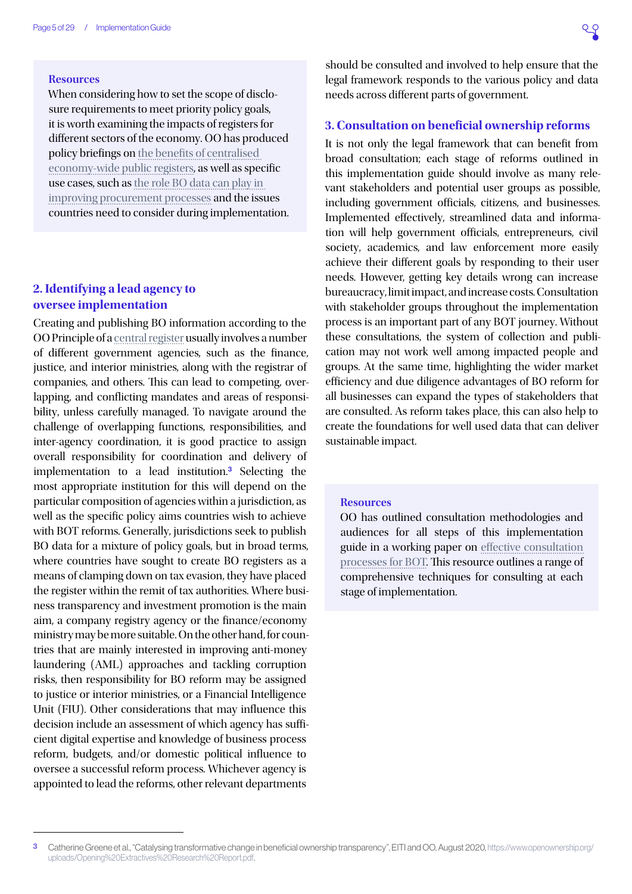**Resources**

When considering how to set the scope of disclosure requirements to meet priority policy goals, it is worth examining the impacts of registers for different sectors of the economy. OO has produced policy briefings on the benefits of centralised economy-wide public registers, as well as specific use cases, such as the role BO data can play in improving procurement processes and the issues countries need to consider during implementation.

## 2. Identifying a lead agency to oversee implementation

Creating and publishing BO information according to the OO Principle of a central register usually involves a number of different government agencies, such as the finance, justice, and interior ministries, along with the registrar of companies, and others. This can lead to competing, overlapping, and conflicting mandates and areas of responsibility, unless carefully managed. To navigate around the challenge of overlapping functions, responsibilities, and inter-agency coordination, it is good practice to assign overall responsibility for coordination and delivery of implementation to a lead institution.[3] Selecting the most appropriate institution for this will depend on the particular composition of agencies within a jurisdiction, as well as the specific policy aims countries wish to achieve with BOT reforms. Generally, jurisdictions seek to publish BO data for a mixture of policy goals, but in broad terms, where countries have sought to create BO registers as a means of clamping down on tax evasion, they have placed the register within the remit of tax authorities. Where business transparency and investment promotion is the main aim, a company registry agency or the finance/economy ministry may be more suitable. On the other hand, for countries that are mainly interested in improving anti-money laundering (AML) approaches and tackling corruption risks, then responsibility for BO reform may be assigned to justice or interior ministries, or a Financial Intelligence Unit (FIU). Other considerations that may influence this decision include an assessment of which agency has sufficient digital expertise and knowledge of business process reform, budgets, and/or domestic political influence to oversee a successful reform process. Whichever agency is appointed to lead the reforms, other relevant departments should be consulted and involved to help ensure that the legal framework responds to the various policy and data needs across different parts of government.

## 3. Consultation on beneficial ownership reforms

It is not only the legal framework that can benefit from broad consultation; each stage of reforms outlined in this implementation guide should involve as many relevant stakeholders and potential user groups as possible, including government officials, citizens, and businesses. Implemented effectively, streamlined data and information will help government officials, entrepreneurs, civil society, academics, and law enforcement more easily achieve their different goals by responding to their user needs. However, getting key details wrong can increase bureaucracy, limit impact, and increase costs. Consultation with stakeholder groups throughout the implementation process is an important part of any BOT journey. Without these consultations, the system of collection and publication may not work well among impacted people and groups. At the same time, highlighting the wider market efficiency and due diligence advantages of BO reform for all businesses can expand the types of stakeholders that are consulted. As reform takes place, this can also help to create the foundations for well used data that can deliver sustainable impact.

**Resources**

OO has outlined consultation methodologies and audiences for all steps of this implementation guide in a working paper on effective consultation processes for BOT. This resource outlines a range of comprehensive techniques for consulting at each stage of implementation.

---

[3] Catherine Greene et al., "Catalysing transformative change in beneficial ownership transparency", EITI and OO, August 2020, https://www.openownership.org/uploads/Opening%20Extractives%20Research%20Report.pdf.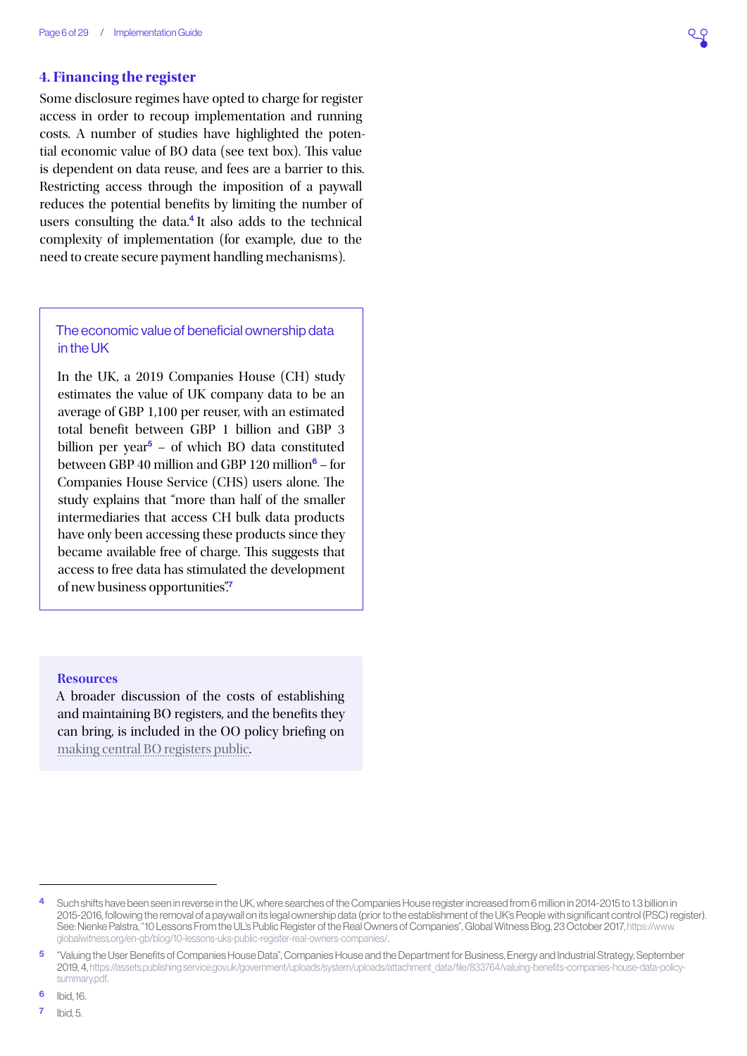## 4. Financing the register

Some disclosure regimes have opted to charge for register access in order to recoup implementation and running costs. A number of studies have highlighted the potential economic value of BO data (see text box). This value is dependent on data reuse, and fees are a barrier to this. Restricting access through the imposition of a paywall reduces the potential benefits by limiting the number of users consulting the data.[4] It also adds to the technical complexity of implementation (for example, due to the need to create secure payment handling mechanisms).

> **The economic value of beneficial ownership data in the UK**
>
> In the UK, a 2019 Companies House (CH) study estimates the value of UK company data to be an average of GBP 1,100 per reuser, with an estimated total benefit between GBP 1 billion and GBP 3 billion per year[5] – of which BO data constituted between GBP 40 million and GBP 120 million[6] – for Companies House Service (CHS) users alone. The study explains that "more than half of the smaller intermediaries that access CH bulk data products have only been accessing these products since they became available free of charge. This suggests that access to free data has stimulated the development of new business opportunities".[7]

> **Resources**
>
> A broader discussion of the costs of establishing and maintaining BO registers, and the benefits they can bring, is included in the OO policy briefing on making central BO registers public.

---

[4] Such shifts have been seen in reverse in the UK, where searches of the Companies House register increased from 6 million in 2014-2015 to 1.3 billion in 2015-2016, following the removal of a paywall on its legal ownership data (prior to the establishment of the UK's People with significant control (PSC) register). See: Nienke Palstra, "10 Lessons From the UL's Public Register of the Real Owners of Companies", Global Witness Blog, 23 October 2017, https://www.globalwitness.org/en-gb/blog/10-lessons-uks-public-register-real-owners-companies/.

[5] "Valuing the User Benefits of Companies House Data", Companies House and the Department for Business, Energy and Industrial Strategy, September 2019, 4, https://assets.publishing.service.gov.uk/government/uploads/system/uploads/attachment_data/file/833764/valuing-benefits-companies-house-data-policy-summary.pdf.

[6] Ibid, 16.

[7] Ibid, 5.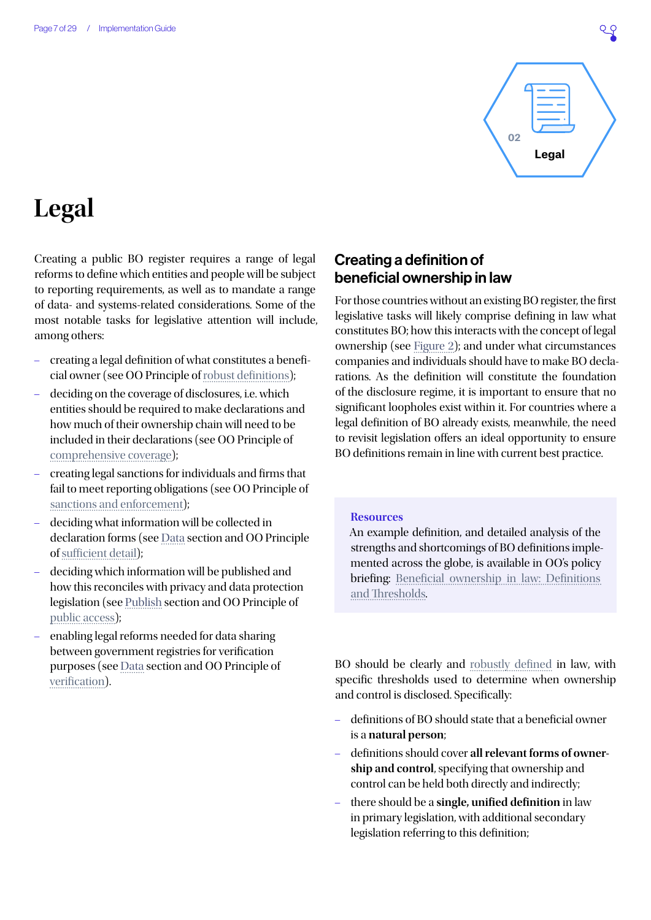# Legal

Creating a public BO register requires a range of legal reforms to define which entities and people will be subject to reporting requirements, as well as to mandate a range of data- and systems-related considerations. Some of the most notable tasks for legislative attention will include, among others:

- creating a legal definition of what constitutes a beneficial owner (see OO Principle of robust definitions);
- deciding on the coverage of disclosures, i.e. which entities should be required to make declarations and how much of their ownership chain will need to be included in their declarations (see OO Principle of comprehensive coverage);
- creating legal sanctions for individuals and firms that fail to meet reporting obligations (see OO Principle of sanctions and enforcement);
- deciding what information will be collected in declaration forms (see Data section and OO Principle of sufficient detail);
- deciding which information will be published and how this reconciles with privacy and data protection legislation (see Publish section and OO Principle of public access);
- enabling legal reforms needed for data sharing between government registries for verification purposes (see Data section and OO Principle of verification).

## Creating a definition of beneficial ownership in law

For those countries without an existing BO register, the first legislative tasks will likely comprise defining in law what constitutes BO; how this interacts with the concept of legal ownership (see Figure 2); and under what circumstances companies and individuals should have to make BO declarations. As the definition will constitute the foundation of the disclosure regime, it is important to ensure that no significant loopholes exist within it. For countries where a legal definition of BO already exists, meanwhile, the need to revisit legislation offers an ideal opportunity to ensure BO definitions remain in line with current best practice.

**Resources**
An example definition, and detailed analysis of the strengths and shortcomings of BO definitions implemented across the globe, is available in OO's policy briefing: Beneficial ownership in law: Definitions and Thresholds.

BO should be clearly and robustly defined in law, with specific thresholds used to determine when ownership and control is disclosed. Specifically:

- definitions of BO should state that a beneficial owner is a **natural person**;
- definitions should cover **all relevant forms of ownership and control**, specifying that ownership and control can be held both directly and indirectly;
- there should be a **single, unified definition** in law in primary legislation, with additional secondary legislation referring to this definition;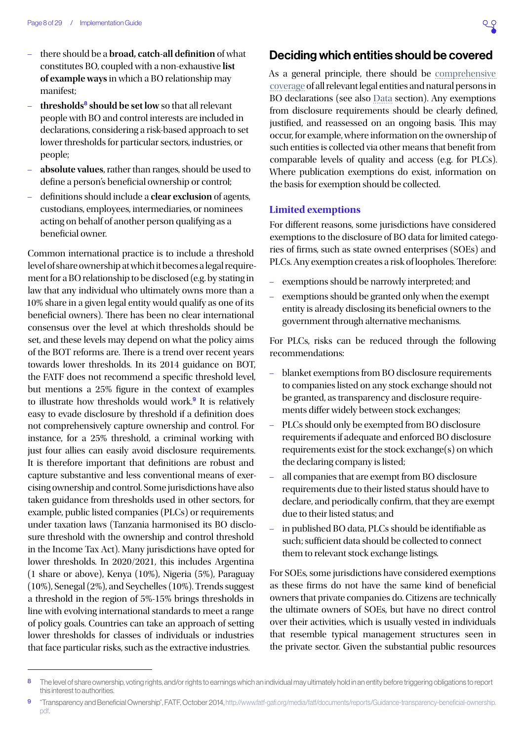- there should be a **broad, catch-all definition** of what constitutes BO, coupled with a non-exhaustive **list of example ways** in which a BO relationship may manifest;
- **thresholds**[8] **should be set low** so that all relevant people with BO and control interests are included in declarations, considering a risk-based approach to set lower thresholds for particular sectors, industries, or people;
- **absolute values**, rather than ranges, should be used to define a person's beneficial ownership or control;
- definitions should include a **clear exclusion** of agents, custodians, employees, intermediaries, or nominees acting on behalf of another person qualifying as a beneficial owner.

Common international practice is to include a threshold level of share ownership at which it becomes a legal requirement for a BO relationship to be disclosed (e.g. by stating in law that any individual who ultimately owns more than a 10% share in a given legal entity would qualify as one of its beneficial owners). There has been no clear international consensus over the level at which thresholds should be set, and these levels may depend on what the policy aims of the BOT reforms are. There is a trend over recent years towards lower thresholds. In its 2014 guidance on BOT, the FATF does not recommend a specific threshold level, but mentions a 25% figure in the context of examples to illustrate how thresholds would work.[9] It is relatively easy to evade disclosure by threshold if a definition does not comprehensively capture ownership and control. For instance, for a 25% threshold, a criminal working with just four allies can easily avoid disclosure requirements. It is therefore important that definitions are robust and capture substantive and less conventional means of exercising ownership and control. Some jurisdictions have also taken guidance from thresholds used in other sectors, for example, public listed companies (PLCs) or requirements under taxation laws (Tanzania harmonised its BO disclosure threshold with the ownership and control threshold in the Income Tax Act). Many jurisdictions have opted for lower thresholds. In 2020/2021, this includes Argentina (1 share or above), Kenya (10%), Nigeria (5%), Paraguay (10%), Senegal (2%), and Seychelles (10%). Trends suggest a threshold in the region of 5%-15% brings thresholds in line with evolving international standards to meet a range of policy goals. Countries can take an approach of setting lower thresholds for classes of individuals or industries that face particular risks, such as the extractive industries.

## Deciding which entities should be covered

As a general principle, there should be comprehensive coverage of all relevant legal entities and natural persons in BO declarations (see also Data section). Any exemptions from disclosure requirements should be clearly defined, justified, and reassessed on an ongoing basis. This may occur, for example, where information on the ownership of such entities is collected via other means that benefit from comparable levels of quality and access (e.g. for PLCs). Where publication exemptions do exist, information on the basis for exemption should be collected.

### Limited exemptions

For different reasons, some jurisdictions have considered exemptions to the disclosure of BO data for limited categories of firms, such as state owned enterprises (SOEs) and PLCs. Any exemption creates a risk of loopholes. Therefore:

- exemptions should be narrowly interpreted; and
- exemptions should be granted only when the exempt entity is already disclosing its beneficial owners to the government through alternative mechanisms.

For PLCs, risks can be reduced through the following recommendations:

- blanket exemptions from BO disclosure requirements to companies listed on any stock exchange should not be granted, as transparency and disclosure requirements differ widely between stock exchanges;
- PLCs should only be exempted from BO disclosure requirements if adequate and enforced BO disclosure requirements exist for the stock exchange(s) on which the declaring company is listed;
- all companies that are exempt from BO disclosure requirements due to their listed status should have to declare, and periodically confirm, that they are exempt due to their listed status; and
- in published BO data, PLCs should be identifiable as such; sufficient data should be collected to connect them to relevant stock exchange listings.

For SOEs, some jurisdictions have considered exemptions as these firms do not have the same kind of beneficial owners that private companies do. Citizens are technically the ultimate owners of SOEs, but have no direct control over their activities, which is usually vested in individuals that resemble typical management structures seen in the private sector. Given the substantial public resources

---

[8] The level of share ownership, voting rights, and/or rights to earnings which an individual may ultimately hold in an entity before triggering obligations to report this interest to authorities.

[9] "Transparency and Beneficial Ownership", FATF, October 2014, http://www.fatf-gafi.org/media/fatf/documents/reports/Guidance-transparency-beneficial-ownership.pdf.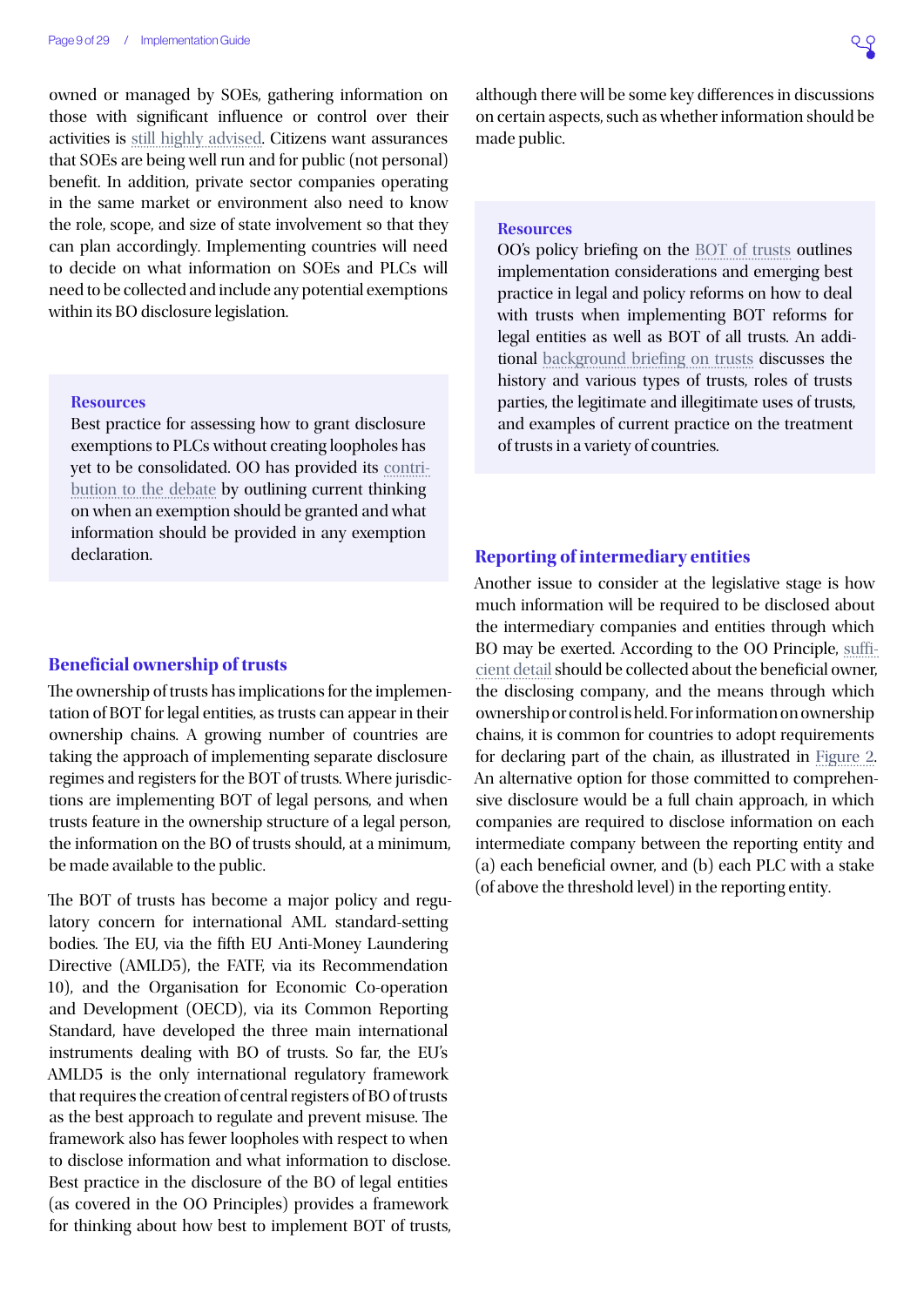owned or managed by SOEs, gathering information on those with significant influence or control over their activities is still highly advised. Citizens want assurances that SOEs are being well run and for public (not personal) benefit. In addition, private sector companies operating in the same market or environment also need to know the role, scope, and size of state involvement so that they can plan accordingly. Implementing countries will need to decide on what information on SOEs and PLCs will need to be collected and include any potential exemptions within its BO disclosure legislation.

> **Resources**
> Best practice for assessing how to grant disclosure exemptions to PLCs without creating loopholes has yet to be consolidated. OO has provided its contribution to the debate by outlining current thinking on when an exemption should be granted and what information should be provided in any exemption declaration.

## Beneficial ownership of trusts

The ownership of trusts has implications for the implementation of BOT for legal entities, as trusts can appear in their ownership chains. A growing number of countries are taking the approach of implementing separate disclosure regimes and registers for the BOT of trusts. Where jurisdictions are implementing BOT of legal persons, and when trusts feature in the ownership structure of a legal person, the information on the BO of trusts should, at a minimum, be made available to the public.

The BOT of trusts has become a major policy and regulatory concern for international AML standard-setting bodies. The EU, via the fifth EU Anti-Money Laundering Directive (AMLD5), the FATF, via its Recommendation 10), and the Organisation for Economic Co-operation and Development (OECD), via its Common Reporting Standard, have developed the three main international instruments dealing with BO of trusts. So far, the EU's AMLD5 is the only international regulatory framework that requires the creation of central registers of BO of trusts as the best approach to regulate and prevent misuse. The framework also has fewer loopholes with respect to when to disclose information and what information to disclose. Best practice in the disclosure of the BO of legal entities (as covered in the OO Principles) provides a framework for thinking about how best to implement BOT of trusts, although there will be some key differences in discussions on certain aspects, such as whether information should be made public.

> **Resources**
> OO's policy briefing on the BOT of trusts outlines implementation considerations and emerging best practice in legal and policy reforms on how to deal with trusts when implementing BOT reforms for legal entities as well as BOT of all trusts. An additional background briefing on trusts discusses the history and various types of trusts, roles of trusts parties, the legitimate and illegitimate uses of trusts, and examples of current practice on the treatment of trusts in a variety of countries.

## Reporting of intermediary entities

Another issue to consider at the legislative stage is how much information will be required to be disclosed about the intermediary companies and entities through which BO may be exerted. According to the OO Principle, sufficient detail should be collected about the beneficial owner, the disclosing company, and the means through which ownership or control is held. For information on ownership chains, it is common for countries to adopt requirements for declaring part of the chain, as illustrated in Figure 2. An alternative option for those committed to comprehensive disclosure would be a full chain approach, in which companies are required to disclose information on each intermediate company between the reporting entity and (a) each beneficial owner, and (b) each PLC with a stake (of above the threshold level) in the reporting entity.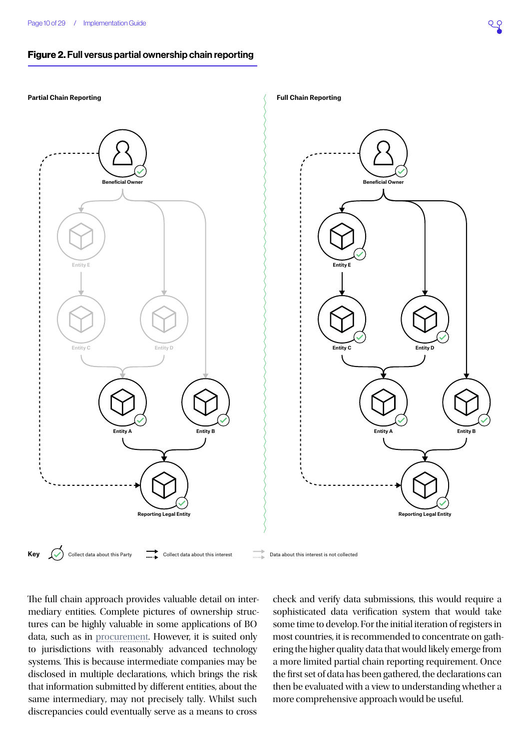**Figure 2. Full versus partial ownership chain reporting**

The full chain approach provides valuable detail on intermediary entities. Complete pictures of ownership structures can be highly valuable in some applications of BO data, such as in procurement. However, it is suited only to jurisdictions with reasonably advanced technology systems. This is because intermediate companies may be disclosed in multiple declarations, which brings the risk that information submitted by different entities, about the same intermediary, may not precisely tally. Whilst such discrepancies could eventually serve as a means to cross check and verify data submissions, this would require a sophisticated data verification system that would take some time to develop. For the initial iteration of registers in most countries, it is recommended to concentrate on gathering the higher quality data that would likely emerge from a more limited partial chain reporting requirement. Once the first set of data has been gathered, the declarations can then be evaluated with a view to understanding whether a more comprehensive approach would be useful.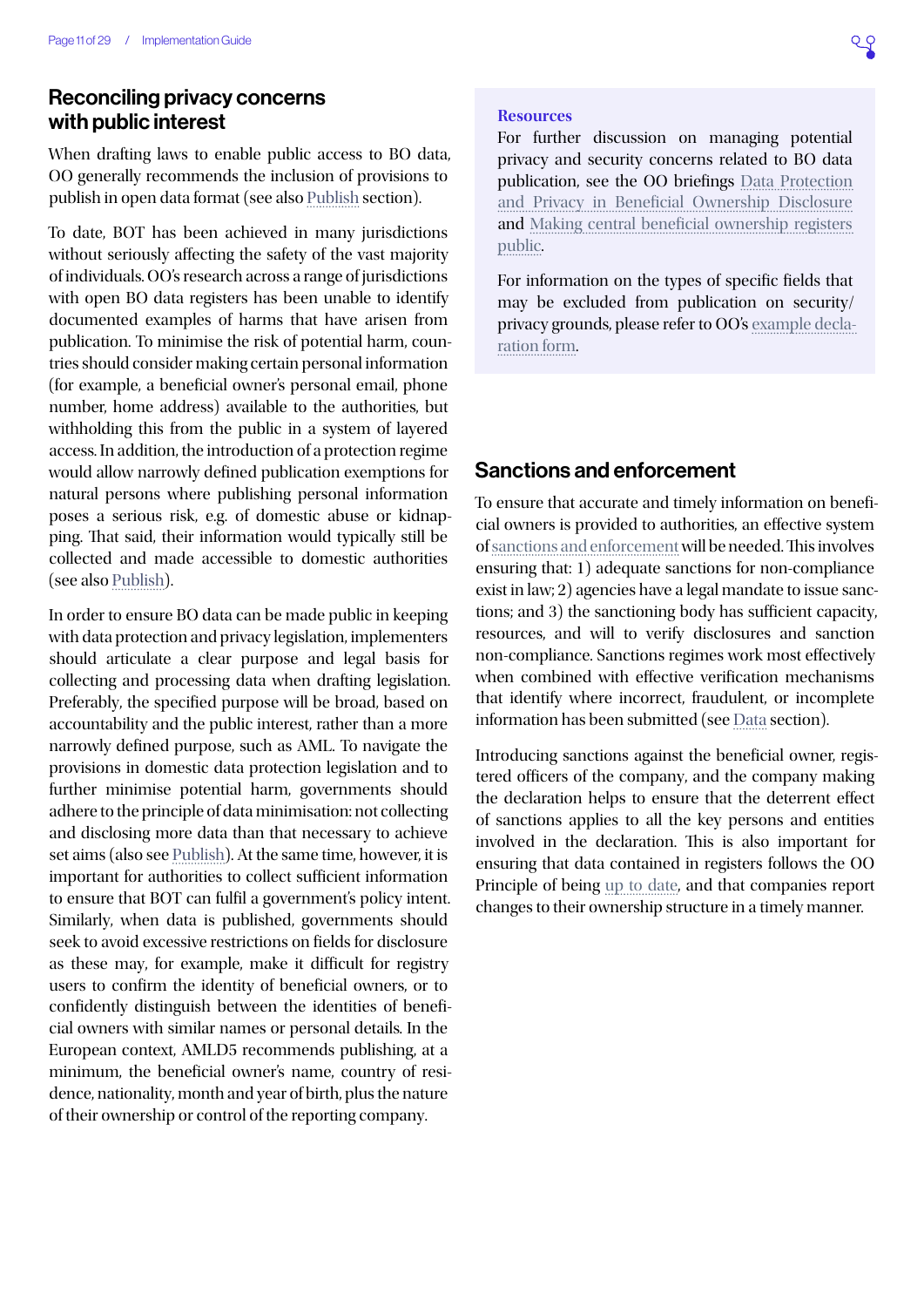## Reconciling privacy concerns with public interest

When drafting laws to enable public access to BO data, OO generally recommends the inclusion of provisions to publish in open data format (see also Publish section).

To date, BOT has been achieved in many jurisdictions without seriously affecting the safety of the vast majority of individuals. OO's research across a range of jurisdictions with open BO data registers has been unable to identify documented examples of harms that have arisen from publication. To minimise the risk of potential harm, countries should consider making certain personal information (for example, a beneficial owner's personal email, phone number, home address) available to the authorities, but withholding this from the public in a system of layered access. In addition, the introduction of a protection regime would allow narrowly defined publication exemptions for natural persons where publishing personal information poses a serious risk, e.g. of domestic abuse or kidnapping. That said, their information would typically still be collected and made accessible to domestic authorities (see also Publish).

In order to ensure BO data can be made public in keeping with data protection and privacy legislation, implementers should articulate a clear purpose and legal basis for collecting and processing data when drafting legislation. Preferably, the specified purpose will be broad, based on accountability and the public interest, rather than a more narrowly defined purpose, such as AML. To navigate the provisions in domestic data protection legislation and to further minimise potential harm, governments should adhere to the principle of data minimisation: not collecting and disclosing more data than that necessary to achieve set aims (also see Publish). At the same time, however, it is important for authorities to collect sufficient information to ensure that BOT can fulfil a government's policy intent. Similarly, when data is published, governments should seek to avoid excessive restrictions on fields for disclosure as these may, for example, make it difficult for registry users to confirm the identity of beneficial owners, or to confidently distinguish between the identities of beneficial owners with similar names or personal details. In the European context, AMLD5 recommends publishing, at a minimum, the beneficial owner's name, country of residence, nationality, month and year of birth, plus the nature of their ownership or control of the reporting company.

**Resources**

For further discussion on managing potential privacy and security concerns related to BO data publication, see the OO briefings Data Protection and Privacy in Beneficial Ownership Disclosure and Making central beneficial ownership registers public.

For information on the types of specific fields that may be excluded from publication on security/privacy grounds, please refer to OO's example declaration form.

## Sanctions and enforcement

To ensure that accurate and timely information on beneficial owners is provided to authorities, an effective system of sanctions and enforcement will be needed. This involves ensuring that: 1) adequate sanctions for non-compliance exist in law; 2) agencies have a legal mandate to issue sanctions; and 3) the sanctioning body has sufficient capacity, resources, and will to verify disclosures and sanction non-compliance. Sanctions regimes work most effectively when combined with effective verification mechanisms that identify where incorrect, fraudulent, or incomplete information has been submitted (see Data section).

Introducing sanctions against the beneficial owner, registered officers of the company, and the company making the declaration helps to ensure that the deterrent effect of sanctions applies to all the key persons and entities involved in the declaration. This is also important for ensuring that data contained in registers follows the OO Principle of being up to date, and that companies report changes to their ownership structure in a timely manner.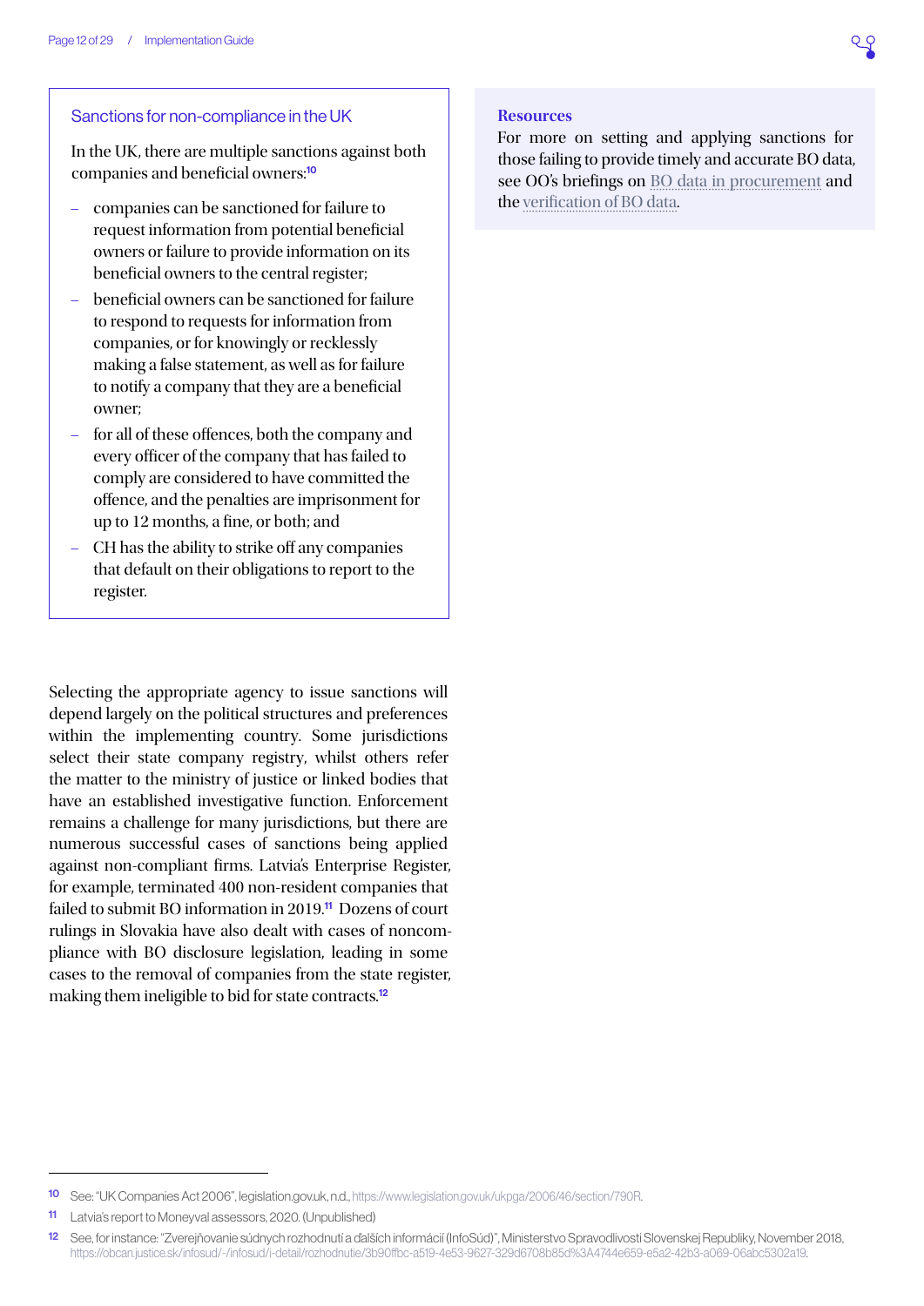### Sanctions for non-compliance in the UK

In the UK, there are multiple sanctions against both companies and beneficial owners:[10]

- companies can be sanctioned for failure to request information from potential beneficial owners or failure to provide information on its beneficial owners to the central register;
- beneficial owners can be sanctioned for failure to respond to requests for information from companies, or for knowingly or recklessly making a false statement, as well as for failure to notify a company that they are a beneficial owner;
- for all of these offences, both the company and every officer of the company that has failed to comply are considered to have committed the offence, and the penalties are imprisonment for up to 12 months, a fine, or both; and
- CH has the ability to strike off any companies that default on their obligations to report to the register.

Selecting the appropriate agency to issue sanctions will depend largely on the political structures and preferences within the implementing country. Some jurisdictions select their state company registry, whilst others refer the matter to the ministry of justice or linked bodies that have an established investigative function. Enforcement remains a challenge for many jurisdictions, but there are numerous successful cases of sanctions being applied against non-compliant firms. Latvia's Enterprise Register, for example, terminated 400 non-resident companies that failed to submit BO information in 2019.[11] Dozens of court rulings in Slovakia have also dealt with cases of noncompliance with BO disclosure legislation, leading in some cases to the removal of companies from the state register, making them ineligible to bid for state contracts.[12]

**Resources**

For more on setting and applying sanctions for those failing to provide timely and accurate BO data, see OO's briefings on BO data in procurement and the verification of BO data.

---

[10] See: "UK Companies Act 2006", legislation.gov.uk, n.d., https://www.legislation.gov.uk/ukpga/2006/46/section/790R.

[11] Latvia's report to Moneyval assessors, 2020. (Unpublished)

[12] See, for instance: "Zverejňovanie súdnych rozhodnutí a ďalších informácií (InfoSúd)", Ministerstvo Spravodlivosti Slovenskej Republiky, November 2018, https://obcan.justice.sk/infosud/-/infosud/i-detail/rozhodnutie/3b90ffbc-a519-4e53-9627-329d6708b85d%3A4744e659-e5a2-42b3-a069-06abc5302a19.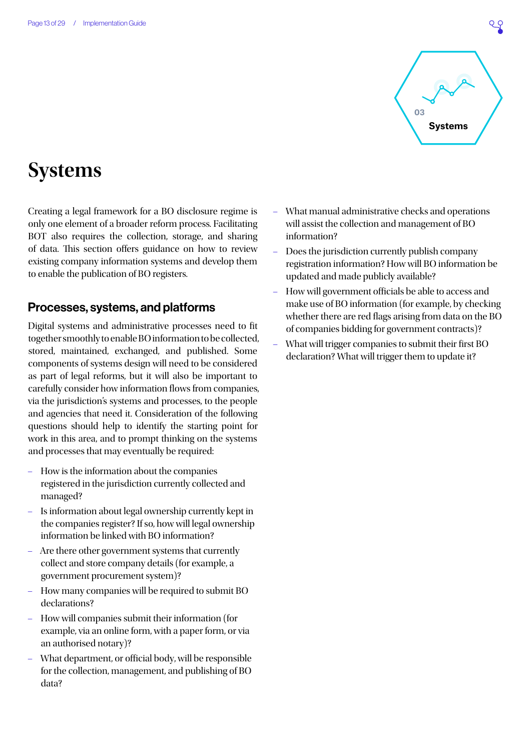# Systems

Creating a legal framework for a BO disclosure regime is only one element of a broader reform process. Facilitating BOT also requires the collection, storage, and sharing of data. This section offers guidance on how to review existing company information systems and develop them to enable the publication of BO registers.

## Processes, systems, and platforms

Digital systems and administrative processes need to fit together smoothly to enable BO information to be collected, stored, maintained, exchanged, and published. Some components of systems design will need to be considered as part of legal reforms, but it will also be important to carefully consider how information flows from companies, via the jurisdiction's systems and processes, to the people and agencies that need it. Consideration of the following questions should help to identify the starting point for work in this area, and to prompt thinking on the systems and processes that may eventually be required:

- How is the information about the companies registered in the jurisdiction currently collected and managed?
- Is information about legal ownership currently kept in the companies register? If so, how will legal ownership information be linked with BO information?
- Are there other government systems that currently collect and store company details (for example, a government procurement system)?
- How many companies will be required to submit BO declarations?
- How will companies submit their information (for example, via an online form, with a paper form, or via an authorised notary)?
- What department, or official body, will be responsible for the collection, management, and publishing of BO data?
- What manual administrative checks and operations will assist the collection and management of BO information?
- Does the jurisdiction currently publish company registration information? How will BO information be updated and made publicly available?
- How will government officials be able to access and make use of BO information (for example, by checking whether there are red flags arising from data on the BO of companies bidding for government contracts)?
- What will trigger companies to submit their first BO declaration? What will trigger them to update it?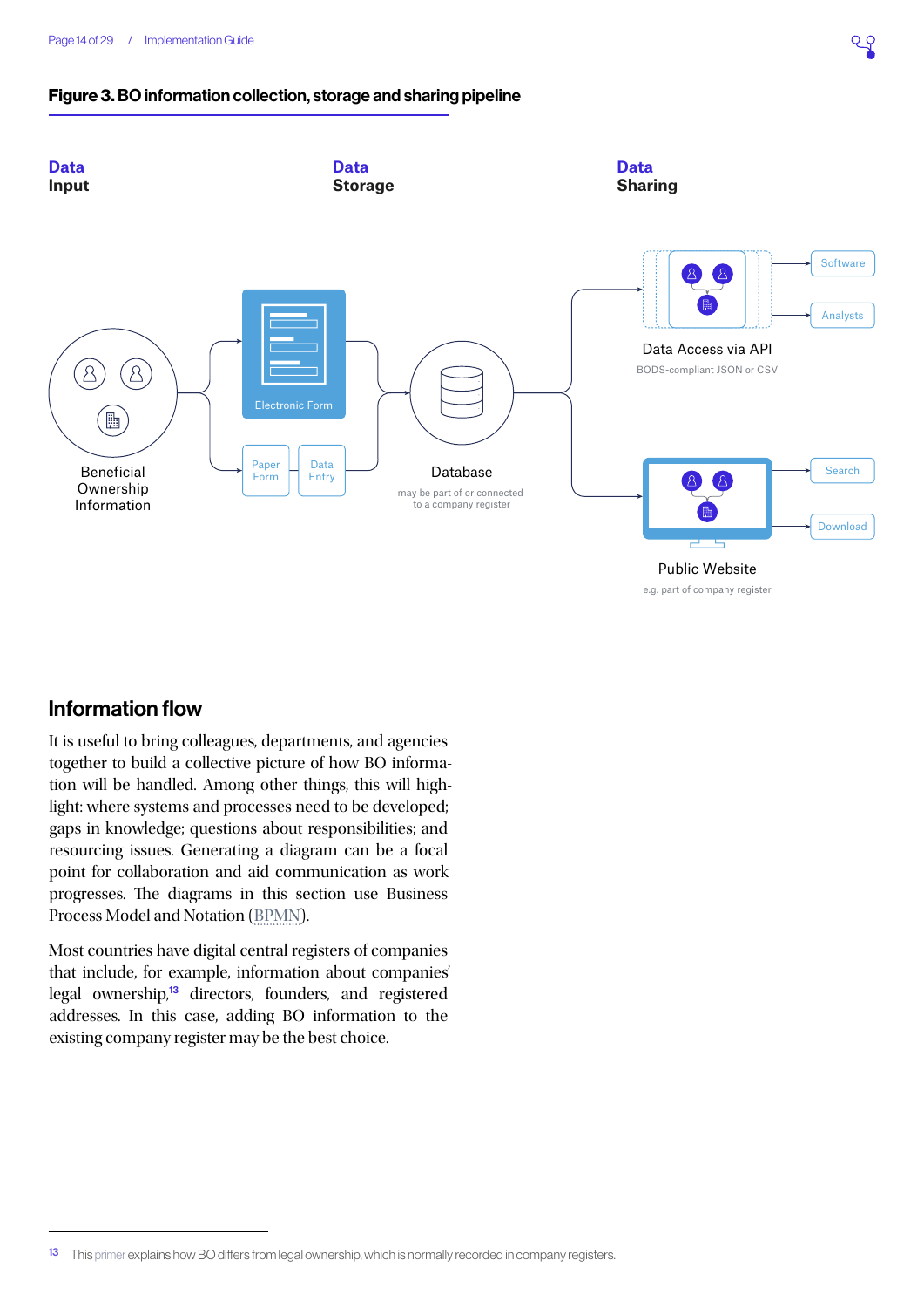**Figure 3. BO information collection, storage and sharing pipeline**

**Data Input**

**Data Storage**

**Data Sharing**

Beneficial Ownership Information

Electronic Form

Paper Form

Data Entry

Database

may be part of or connected to a company register

Data Access via API

BODS-compliant JSON or CSV

Software

Analysts

Public Website

e.g. part of company register

Search

Download

## Information flow

It is useful to bring colleagues, departments, and agencies together to build a collective picture of how BO information will be handled. Among other things, this will highlight: where systems and processes need to be developed; gaps in knowledge; questions about responsibilities; and resourcing issues. Generating a diagram can be a focal point for collaboration and aid communication as work progresses. The diagrams in this section use Business Process Model and Notation (BPMN).

Most countries have digital central registers of companies that include, for example, information about companies' legal ownership,[13] directors, founders, and registered addresses. In this case, adding BO information to the existing company register may be the best choice.

[13] This primer explains how BO differs from legal ownership, which is normally recorded in company registers.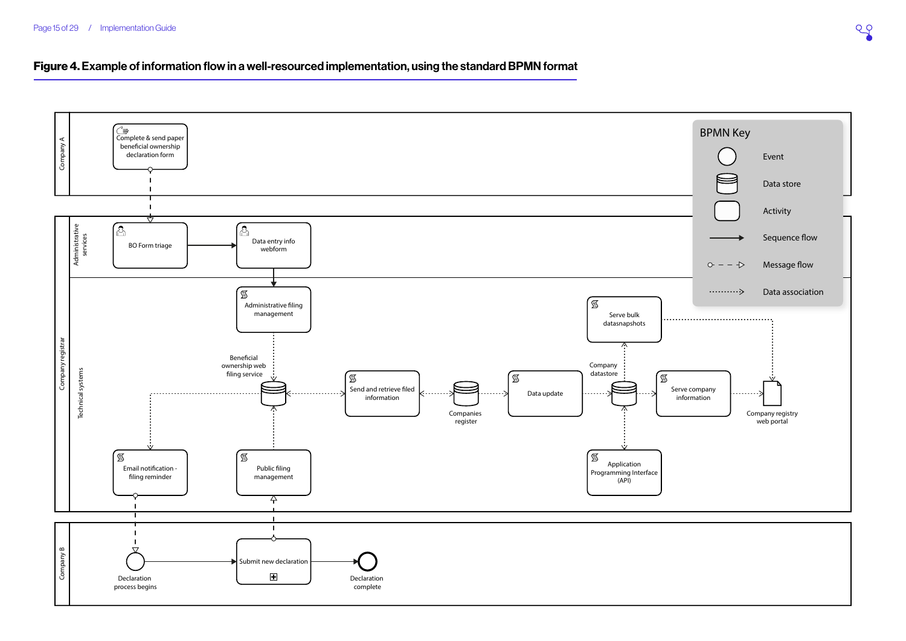**Figure 4. Example of information flow in a well-resourced implementation, using the standard BPMN format**

Company A

- Complete & send paper beneficial ownership declaration form

Company registrar — Administrative services

- BO Form triage
- Data entry info webform

Company registrar — Technical systems

- Administrative filing management
- Beneficial ownership web filing service
- Send and retrieve filed information
- Companies register
- Data update
- Company datastore
- Serve bulk datasnapshots
- Serve company information
- Company registry web portal
- Application Programming Interface (API)
- Email notification - filing reminder
- Public filing management

Company B

- Declaration process begins
- Submit new declaration
- Declaration complete

BPMN Key

- Event
- Data store
- Activity
- Sequence flow
- Message flow
- Data association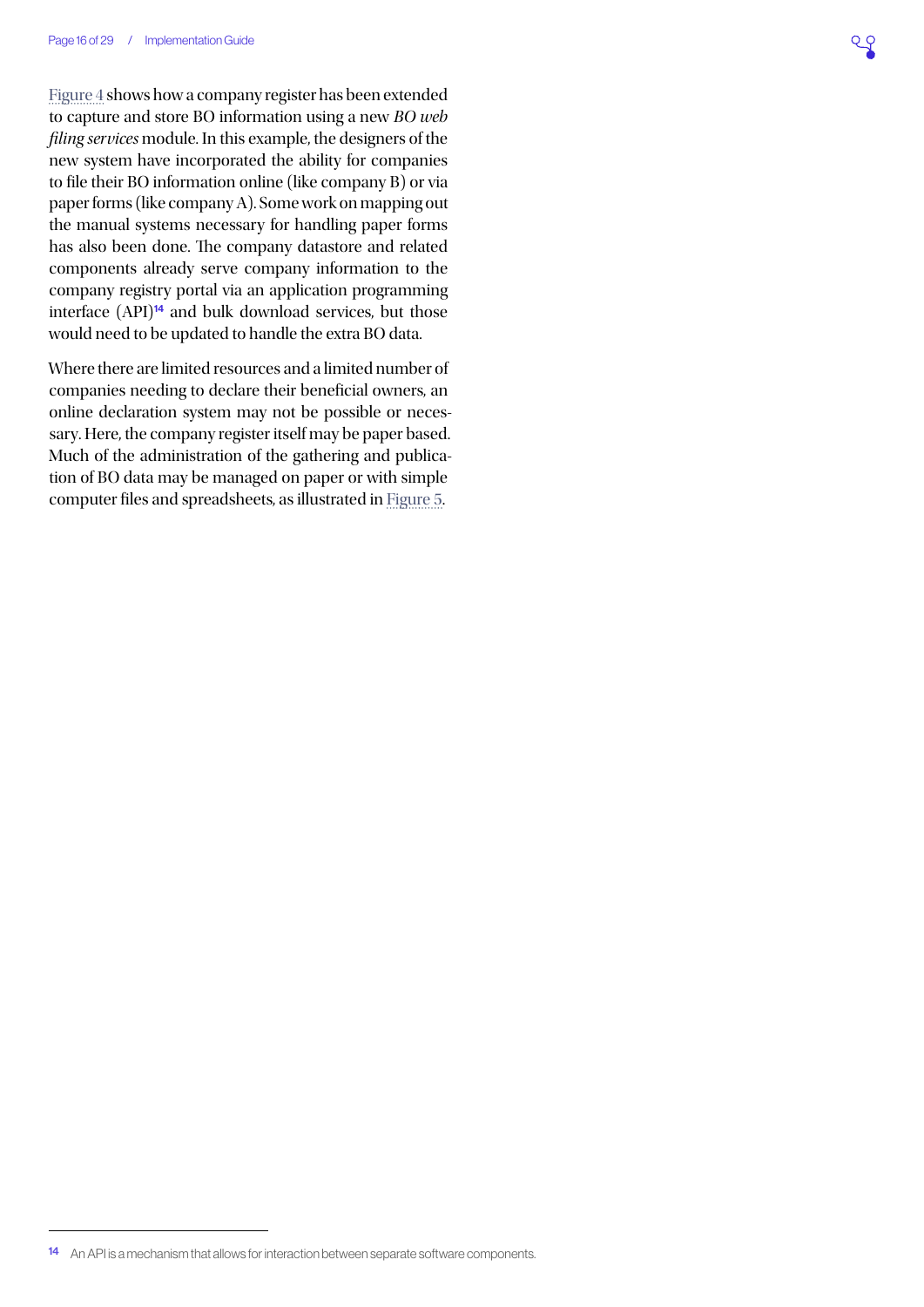Figure 4 shows how a company register has been extended to capture and store BO information using a new *BO web filing services* module. In this example, the designers of the new system have incorporated the ability for companies to file their BO information online (like company B) or via paper forms (like company A). Some work on mapping out the manual systems necessary for handling paper forms has also been done. The company datastore and related components already serve company information to the company registry portal via an application programming interface (API)[14] and bulk download services, but those would need to be updated to handle the extra BO data.

Where there are limited resources and a limited number of companies needing to declare their beneficial owners, an online declaration system may not be possible or necessary. Here, the company register itself may be paper based. Much of the administration of the gathering and publication of BO data may be managed on paper or with simple computer files and spreadsheets, as illustrated in Figure 5.

[14] An API is a mechanism that allows for interaction between separate software components.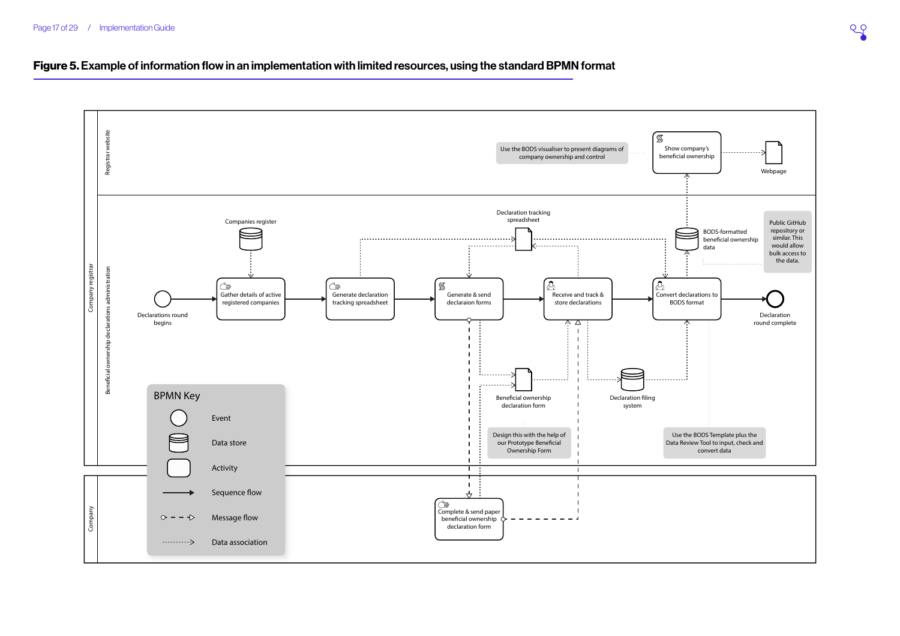**Figure 5. Example of information flow in an implementation with limited resources, using the standard BPMN format**

Company registrar

Registrar website

Use the BODS visualiser to present diagrams of company ownership and control

Show company's beneficial ownership

Webpage

Beneficial ownership declarations administration

Companies register

Declaration tracking spreadsheet

BODS-formatted beneficial ownership data

Public GitHub repository or similar. This would allow bulk access to the data.

Declarations round begins

Gather details of active registered companies

Generate declaration tracking spreadsheet

Generate & send declaraion forms

Receive and track & store declarations

Convert declarations to BODS format

Declaration round complete

Beneficial ownership declaration form

Declaration filing system

Design this with the help of our Prototype Beneficial Ownership Form

Use the BODS Template plus the Data Review Tool to input, check and convert data

Company

Complete & send paper beneficial ownership declaration form

BPMN Key

- Event
- Data store
- Activity
- Sequence flow
- Message flow
- Data association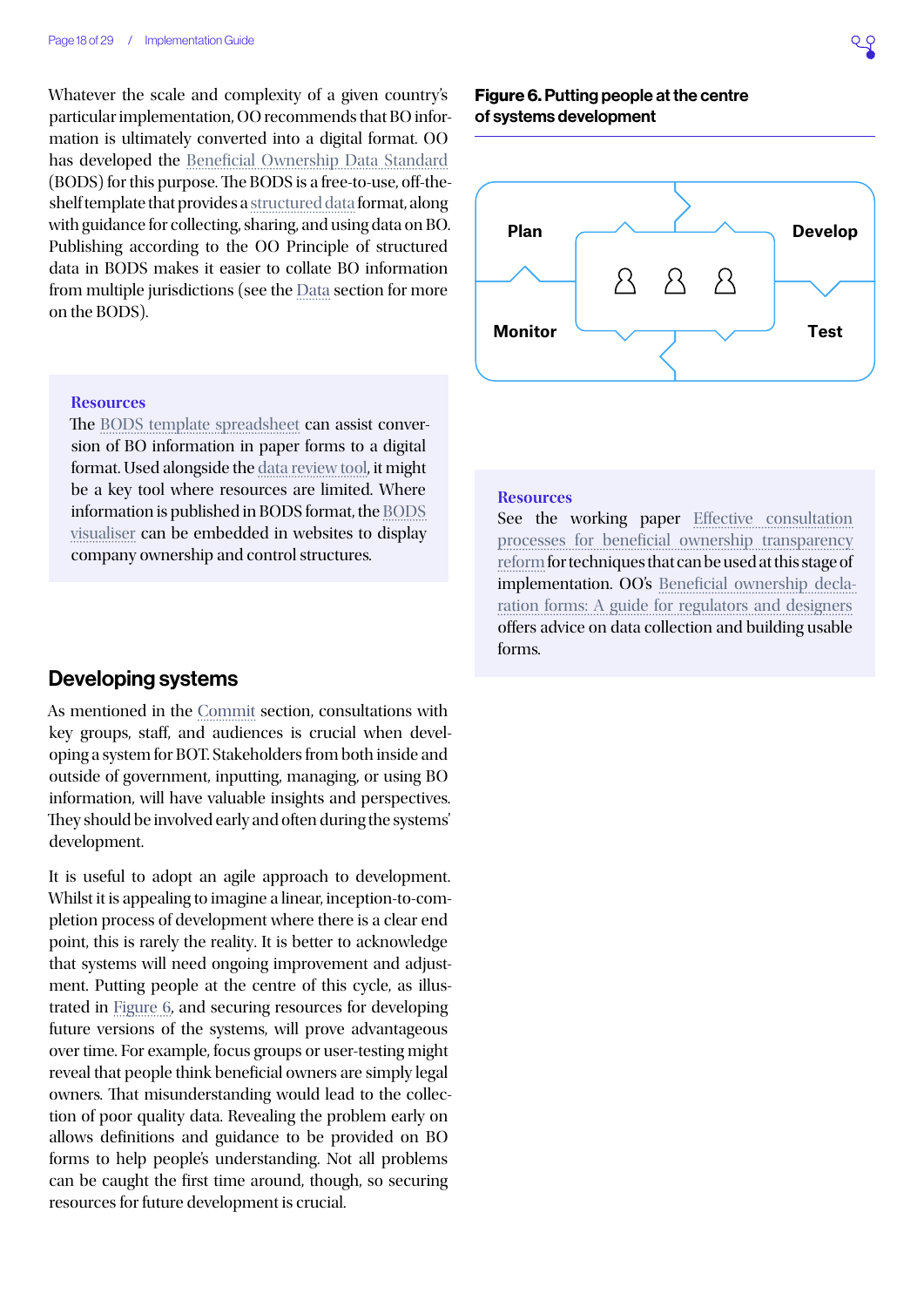Whatever the scale and complexity of a given country's particular implementation, OO recommends that BO information is ultimately converted into a digital format. OO has developed the Beneficial Ownership Data Standard (BODS) for this purpose. The BODS is a free-to-use, off-the-shelf template that provides a structured data format, along with guidance for collecting, sharing, and using data on BO. Publishing according to the OO Principle of structured data in BODS makes it easier to collate BO information from multiple jurisdictions (see the Data section for more on the BODS).

> **Resources**
> The BODS template spreadsheet can assist conversion of BO information in paper forms to a digital format. Used alongside the data review tool, it might be a key tool where resources are limited. Where information is published in BODS format, the BODS visualiser can be embedded in websites to display company ownership and control structures.

## Developing systems

As mentioned in the Commit section, consultations with key groups, staff, and audiences is crucial when developing a system for BOT. Stakeholders from both inside and outside of government, inputting, managing, or using BO information, will have valuable insights and perspectives. They should be involved early and often during the systems' development.

It is useful to adopt an agile approach to development. Whilst it is appealing to imagine a linear, inception-to-completion process of development where there is a clear end point, this is rarely the reality. It is better to acknowledge that systems will need ongoing improvement and adjustment. Putting people at the centre of this cycle, as illustrated in Figure 6, and securing resources for developing future versions of the systems, will prove advantageous over time. For example, focus groups or user-testing might reveal that people think beneficial owners are simply legal owners. That misunderstanding would lead to the collection of poor quality data. Revealing the problem early on allows definitions and guidance to be provided on BO forms to help people's understanding. Not all problems can be caught the first time around, though, so securing resources for future development is crucial.

**Figure 6. Putting people at the centre of systems development**

Plan | Develop | Monitor | Test

> **Resources**
> See the working paper Effective consultation processes for beneficial ownership transparency reform for techniques that can be used at this stage of implementation. OO's Beneficial ownership declaration forms: A guide for regulators and designers offers advice on data collection and building usable forms.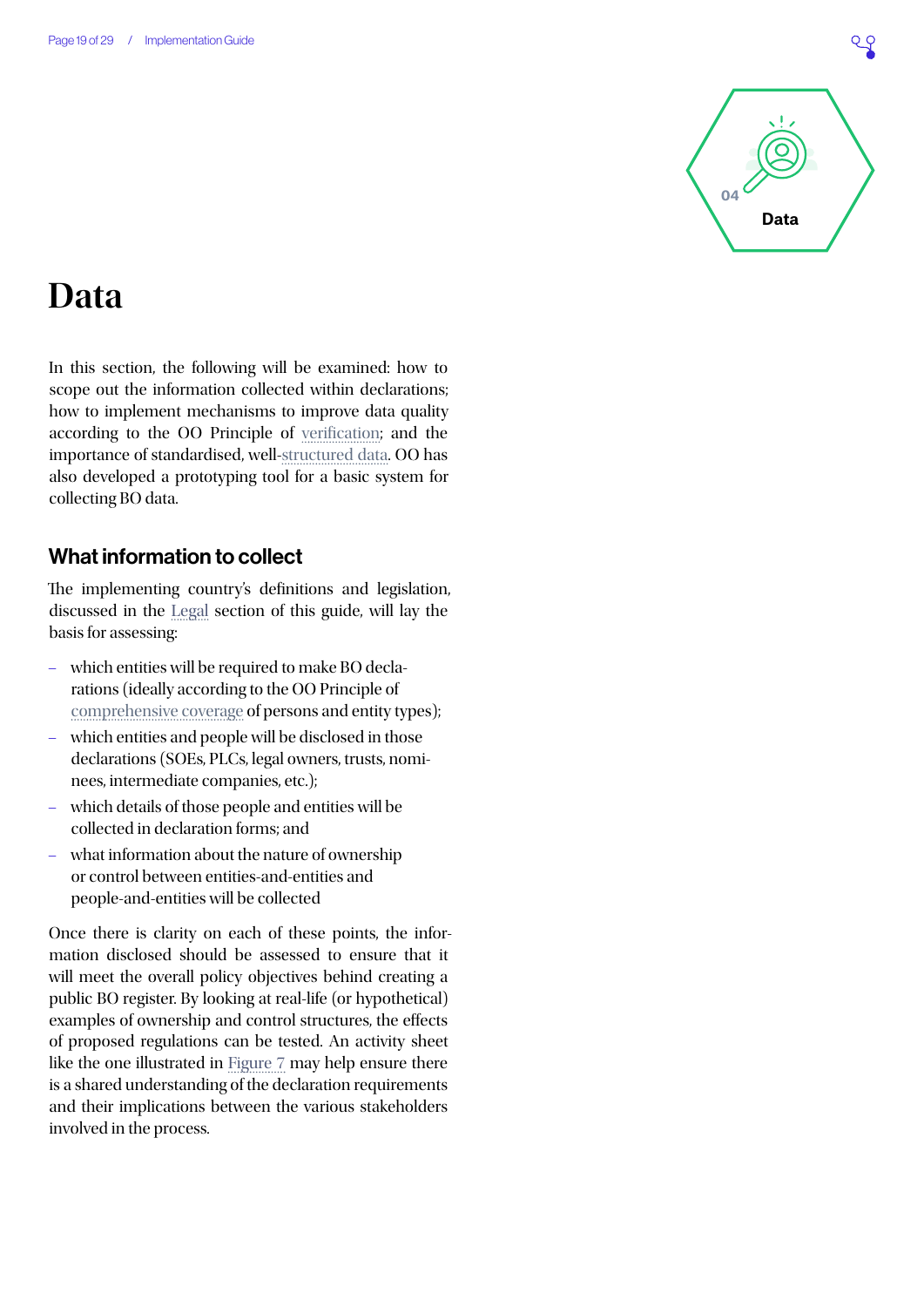# Data

In this section, the following will be examined: how to scope out the information collected within declarations; how to implement mechanisms to improve data quality according to the OO Principle of verification; and the importance of standardised, well-structured data. OO has also developed a prototyping tool for a basic system for collecting BO data.

## What information to collect

The implementing country's definitions and legislation, discussed in the Legal section of this guide, will lay the basis for assessing:

- which entities will be required to make BO declarations (ideally according to the OO Principle of comprehensive coverage of persons and entity types);
- which entities and people will be disclosed in those declarations (SOEs, PLCs, legal owners, trusts, nominees, intermediate companies, etc.);
- which details of those people and entities will be collected in declaration forms; and
- what information about the nature of ownership or control between entities-and-entities and people-and-entities will be collected

Once there is clarity on each of these points, the information disclosed should be assessed to ensure that it will meet the overall policy objectives behind creating a public BO register. By looking at real-life (or hypothetical) examples of ownership and control structures, the effects of proposed regulations can be tested. An activity sheet like the one illustrated in Figure 7 may help ensure there is a shared understanding of the declaration requirements and their implications between the various stakeholders involved in the process.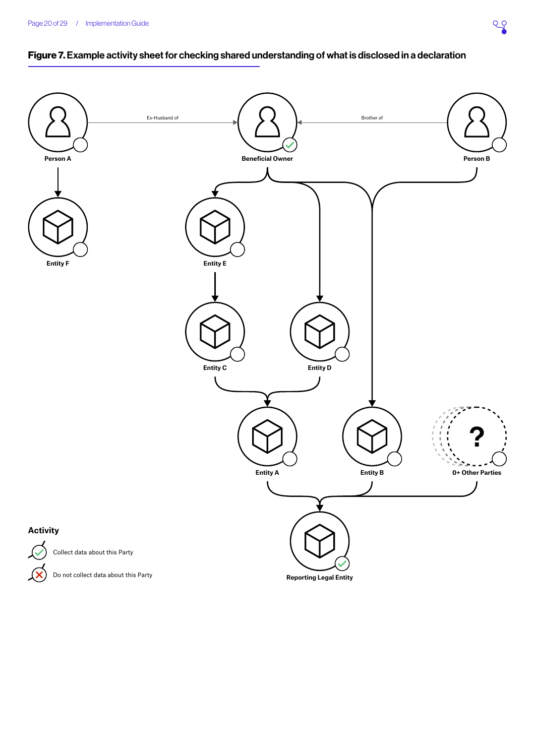**Figure 7. Example activity sheet for checking shared understanding of what is disclosed in a declaration**

Person A — Ex-Husband of → Beneficial Owner ← Brother of — Person B

Person A

Beneficial Owner

Person B

Entity F

Entity E

Entity C

Entity D

Entity A

Entity B

0+ Other Parties

Reporting Legal Entity

**Activity**

Collect data about this Party

Do not collect data about this Party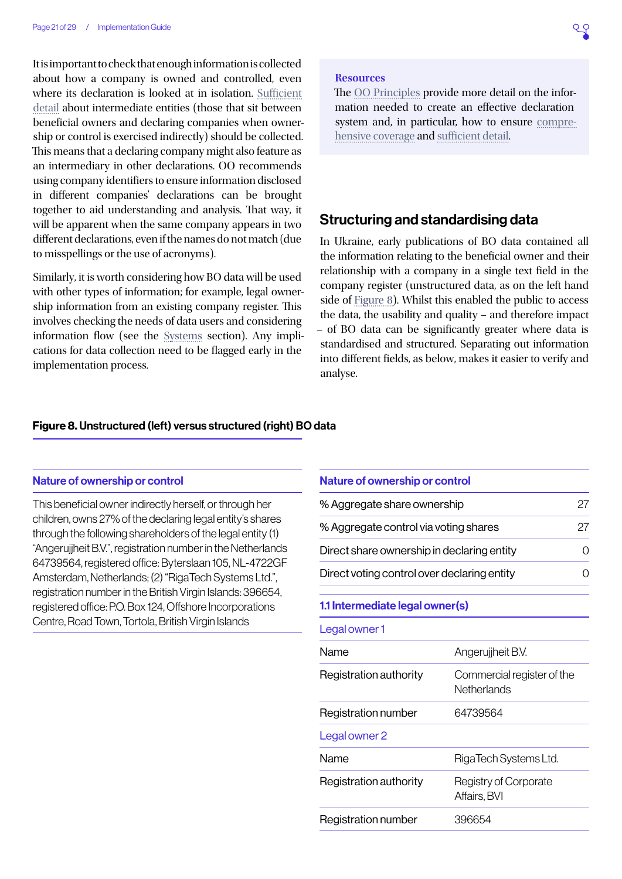It is important to check that enough information is collected about how a company is owned and controlled, even where its declaration is looked at in isolation. Sufficient detail about intermediate entities (those that sit between beneficial owners and declaring companies when ownership or control is exercised indirectly) should be collected. This means that a declaring company might also feature as an intermediary in other declarations. OO recommends using company identifiers to ensure information disclosed in different companies' declarations can be brought together to aid understanding and analysis. That way, it will be apparent when the same company appears in two different declarations, even if the names do not match (due to misspellings or the use of acronyms).

Similarly, it is worth considering how BO data will be used with other types of information; for example, legal ownership information from an existing company register. This involves checking the needs of data users and considering information flow (see the Systems section). Any implications for data collection need to be flagged early in the implementation process.

> **Resources**
> The OO Principles provide more detail on the information needed to create an effective declaration system and, in particular, how to ensure comprehensive coverage and sufficient detail.

## Structuring and standardising data

In Ukraine, early publications of BO data contained all the information relating to the beneficial owner and their relationship with a company in a single text field in the company register (unstructured data, as on the left hand side of Figure 8). Whilst this enabled the public to access the data, the usability and quality – and therefore impact – of BO data can be significantly greater where data is standardised and structured. Separating out information into different fields, as below, makes it easier to verify and analyse.

**Figure 8. Unstructured (left) versus structured (right) BO data**

**Unstructured:**

| Nature of ownership or control |
|---|
| This beneficial owner indirectly herself, or through her children, owns 27% of the declaring legal entity's shares through the following shareholders of the legal entity (1) "Angerujjheit B.V.", registration number in the Netherlands 64739564, registered office: Byterslaan 105, NL-4722GF Amsterdam, Netherlands; (2) "RigaTech Systems Ltd.", registration number in the British Virgin Islands: 396654, registered office: P.O. Box 124, Offshore Incorporations Centre, Road Town, Tortola, British Virgin Islands |

**Structured:**

| Nature of ownership or control | |
|---|---|
| % Aggregate share ownership | 27 |
| % Aggregate control via voting shares | 27 |
| Direct share ownership in declaring entity | 0 |
| Direct voting control over declaring entity | 0 |

| 1.1 Intermediate legal owner(s) | |
|---|---|
| **Legal owner 1** | |
| Name | Angerujjheit B.V. |
| Registration authority | Commercial register of the Netherlands |
| Registration number | 64739564 |
| **Legal owner 2** | |
| Name | RigaTech Systems Ltd. |
| Registration authority | Registry of Corporate Affairs, BVI |
| Registration number | 396654 |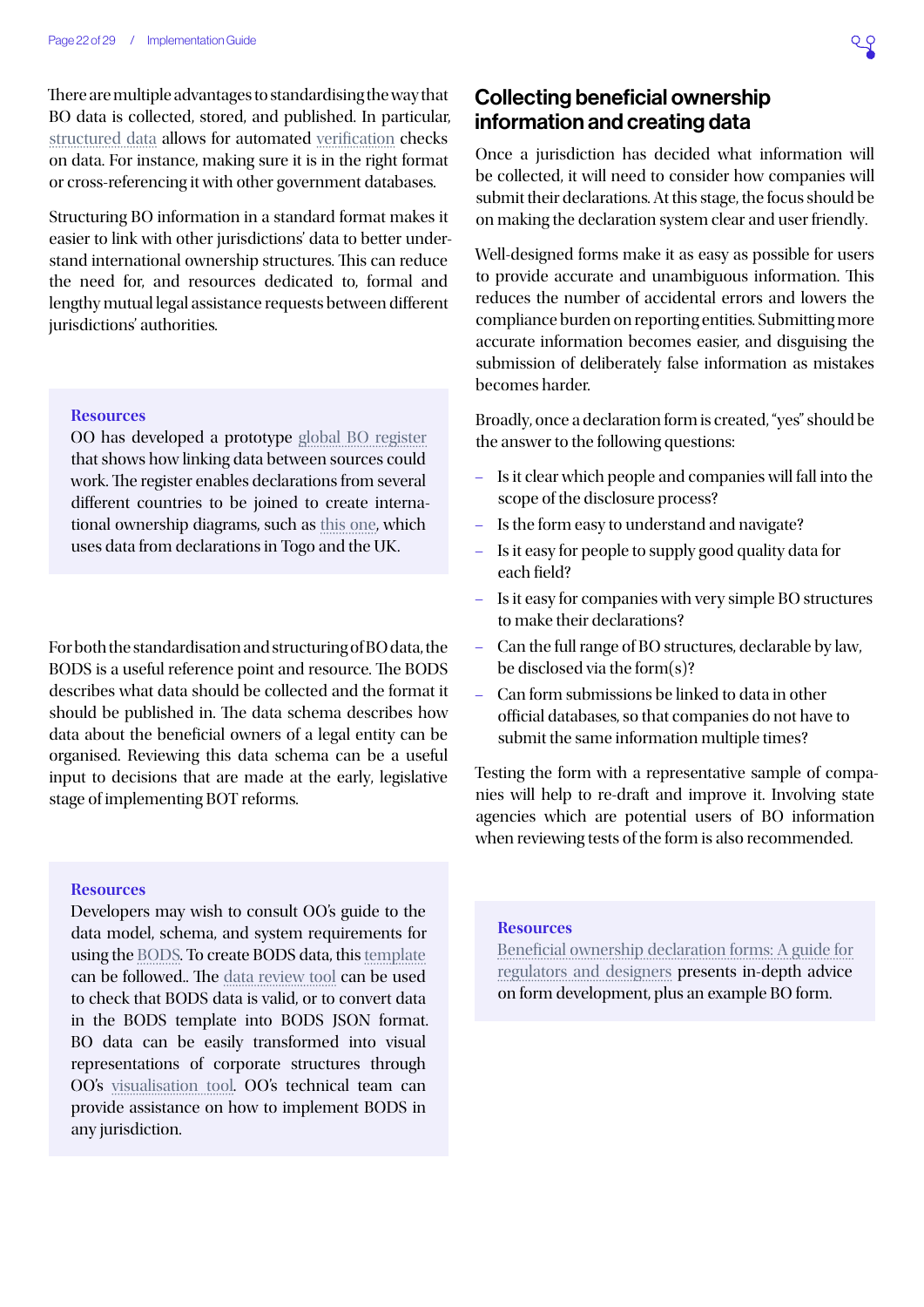There are multiple advantages to standardising the way that BO data is collected, stored, and published. In particular, structured data allows for automated verification checks on data. For instance, making sure it is in the right format or cross-referencing it with other government databases.

Structuring BO information in a standard format makes it easier to link with other jurisdictions' data to better understand international ownership structures. This can reduce the need for, and resources dedicated to, formal and lengthy mutual legal assistance requests between different jurisdictions' authorities.

> **Resources**
> OO has developed a prototype global BO register that shows how linking data between sources could work. The register enables declarations from several different countries to be joined to create international ownership diagrams, such as this one, which uses data from declarations in Togo and the UK.

For both the standardisation and structuring of BO data, the BODS is a useful reference point and resource. The BODS describes what data should be collected and the format it should be published in. The data schema describes how data about the beneficial owners of a legal entity can be organised. Reviewing this data schema can be a useful input to decisions that are made at the early, legislative stage of implementing BOT reforms.

> **Resources**
> Developers may wish to consult OO's guide to the data model, schema, and system requirements for using the BODS. To create BODS data, this template can be followed.. The data review tool can be used to check that BODS data is valid, or to convert data in the BODS template into BODS JSON format. BO data can be easily transformed into visual representations of corporate structures through OO's visualisation tool. OO's technical team can provide assistance on how to implement BODS in any jurisdiction.

## Collecting beneficial ownership information and creating data

Once a jurisdiction has decided what information will be collected, it will need to consider how companies will submit their declarations. At this stage, the focus should be on making the declaration system clear and user friendly.

Well-designed forms make it as easy as possible for users to provide accurate and unambiguous information. This reduces the number of accidental errors and lowers the compliance burden on reporting entities. Submitting more accurate information becomes easier, and disguising the submission of deliberately false information as mistakes becomes harder.

Broadly, once a declaration form is created, "yes" should be the answer to the following questions:

- Is it clear which people and companies will fall into the scope of the disclosure process?
- Is the form easy to understand and navigate?
- Is it easy for people to supply good quality data for each field?
- Is it easy for companies with very simple BO structures to make their declarations?
- Can the full range of BO structures, declarable by law, be disclosed via the form(s)?
- Can form submissions be linked to data in other official databases, so that companies do not have to submit the same information multiple times?

Testing the form with a representative sample of companies will help to re-draft and improve it. Involving state agencies which are potential users of BO information when reviewing tests of the form is also recommended.

> **Resources**
> Beneficial ownership declaration forms: A guide for regulators and designers presents in-depth advice on form development, plus an example BO form.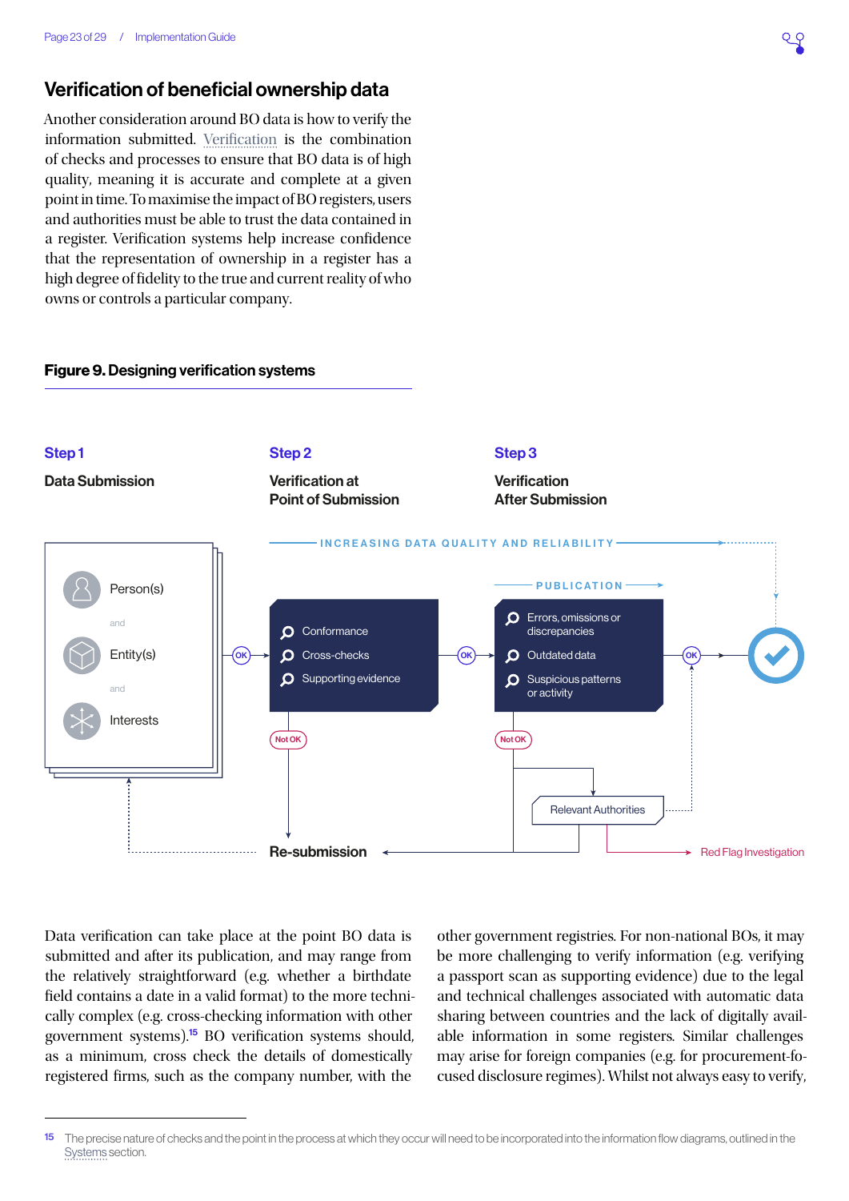## Verification of beneficial ownership data

Another consideration around BO data is how to verify the information submitted. Verification is the combination of checks and processes to ensure that BO data is of high quality, meaning it is accurate and complete at a given point in time. To maximise the impact of BO registers, users and authorities must be able to trust the data contained in a register. Verification systems help increase confidence that the representation of ownership in a register has a high degree of fidelity to the true and current reality of who owns or controls a particular company.

**Figure 9. Designing verification systems**

**Step 1**
**Data Submission**

- Person(s)
- and
- Entity(s)
- and
- Interests

**Step 2**
**Verification at Point of Submission**

- Conformance
- Cross-checks
- Supporting evidence

**Step 3**
**Verification After Submission**

- Errors, omissions or discrepancies
- Outdated data
- Suspicious patterns or activity

INCREASING DATA QUALITY AND RELIABILITY

PUBLICATION

OK / Not OK

Relevant Authorities

Re-submission

Red Flag Investigation

Data verification can take place at the point BO data is submitted and after its publication, and may range from the relatively straightforward (e.g. whether a birthdate field contains a date in a valid format) to the more technically complex (e.g. cross-checking information with other government systems).[15] BO verification systems should, as a minimum, cross check the details of domestically registered firms, such as the company number, with the other government registries. For non-national BOs, it may be more challenging to verify information (e.g. verifying a passport scan as supporting evidence) due to the legal and technical challenges associated with automatic data sharing between countries and the lack of digitally available information in some registers. Similar challenges may arise for foreign companies (e.g. for procurement-focused disclosure regimes). Whilst not always easy to verify,

[15] The precise nature of checks and the point in the process at which they occur will need to be incorporated into the information flow diagrams, outlined in the Systems section.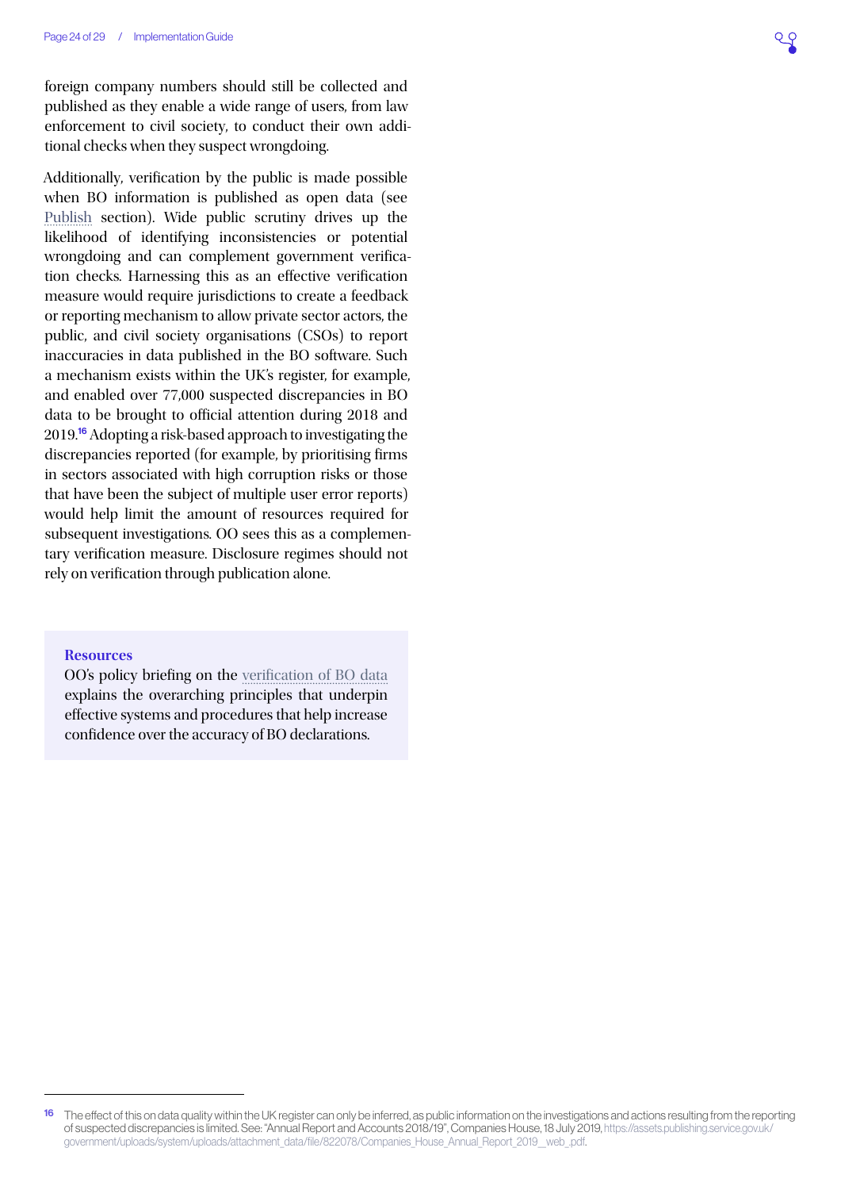foreign company numbers should still be collected and published as they enable a wide range of users, from law enforcement to civil society, to conduct their own additional checks when they suspect wrongdoing.

Additionally, verification by the public is made possible when BO information is published as open data (see Publish section). Wide public scrutiny drives up the likelihood of identifying inconsistencies or potential wrongdoing and can complement government verification checks. Harnessing this as an effective verification measure would require jurisdictions to create a feedback or reporting mechanism to allow private sector actors, the public, and civil society organisations (CSOs) to report inaccuracies in data published in the BO software. Such a mechanism exists within the UK's register, for example, and enabled over 77,000 suspected discrepancies in BO data to be brought to official attention during 2018 and 2019.[16] Adopting a risk-based approach to investigating the discrepancies reported (for example, by prioritising firms in sectors associated with high corruption risks or those that have been the subject of multiple user error reports) would help limit the amount of resources required for subsequent investigations. OO sees this as a complementary verification measure. Disclosure regimes should not rely on verification through publication alone.

**Resources**

OO's policy briefing on the verification of BO data explains the overarching principles that underpin effective systems and procedures that help increase confidence over the accuracy of BO declarations.

---

[16] The effect of this on data quality within the UK register can only be inferred, as public information on the investigations and actions resulting from the reporting of suspected discrepancies is limited. See: "Annual Report and Accounts 2018/19", Companies House, 18 July 2019, https://assets.publishing.service.gov.uk/government/uploads/system/uploads/attachment_data/file/822078/Companies_House_Annual_Report_2019__web_.pdf.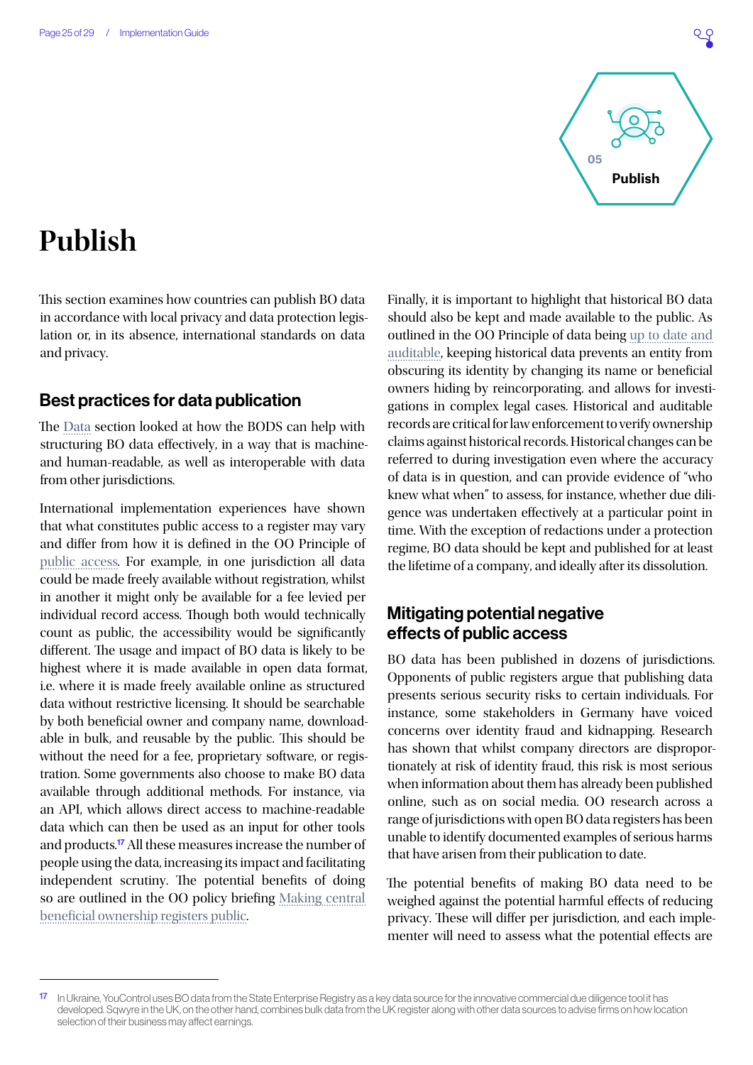# Publish

This section examines how countries can publish BO data in accordance with local privacy and data protection legislation or, in its absence, international standards on data and privacy.

## Best practices for data publication

The Data section looked at how the BODS can help with structuring BO data effectively, in a way that is machine- and human-readable, as well as interoperable with data from other jurisdictions.

International implementation experiences have shown that what constitutes public access to a register may vary and differ from how it is defined in the OO Principle of public access. For example, in one jurisdiction all data could be made freely available without registration, whilst in another it might only be available for a fee levied per individual record access. Though both would technically count as public, the accessibility would be significantly different. The usage and impact of BO data is likely to be highest where it is made available in open data format, i.e. where it is made freely available online as structured data without restrictive licensing. It should be searchable by both beneficial owner and company name, downloadable in bulk, and reusable by the public. This should be without the need for a fee, proprietary software, or registration. Some governments also choose to make BO data available through additional methods. For instance, via an API, which allows direct access to machine-readable data which can then be used as an input for other tools and products.[17] All these measures increase the number of people using the data, increasing its impact and facilitating independent scrutiny. The potential benefits of doing so are outlined in the OO policy briefing Making central beneficial ownership registers public.

Finally, it is important to highlight that historical BO data should also be kept and made available to the public. As outlined in the OO Principle of data being up to date and auditable, keeping historical data prevents an entity from obscuring its identity by changing its name or beneficial owners hiding by reincorporating. and allows for investigations in complex legal cases. Historical and auditable records are critical for law enforcement to verify ownership claims against historical records. Historical changes can be referred to during investigation even where the accuracy of data is in question, and can provide evidence of "who knew what when" to assess, for instance, whether due diligence was undertaken effectively at a particular point in time. With the exception of redactions under a protection regime, BO data should be kept and published for at least the lifetime of a company, and ideally after its dissolution.

## Mitigating potential negative effects of public access

BO data has been published in dozens of jurisdictions. Opponents of public registers argue that publishing data presents serious security risks to certain individuals. For instance, some stakeholders in Germany have voiced concerns over identity fraud and kidnapping. Research has shown that whilst company directors are disproportionately at risk of identity fraud, this risk is most serious when information about them has already been published online, such as on social media. OO research across a range of jurisdictions with open BO data registers has been unable to identify documented examples of serious harms that have arisen from their publication to date.

The potential benefits of making BO data need to be weighed against the potential harmful effects of reducing privacy. These will differ per jurisdiction, and each implementer will need to assess what the potential effects are

---

[17] In Ukraine, YouControl uses BO data from the State Enterprise Registry as a key data source for the innovative commercial due diligence tool it has developed. Sqwyre in the UK, on the other hand, combines bulk data from the UK register along with other data sources to advise firms on how location selection of their business may affect earnings.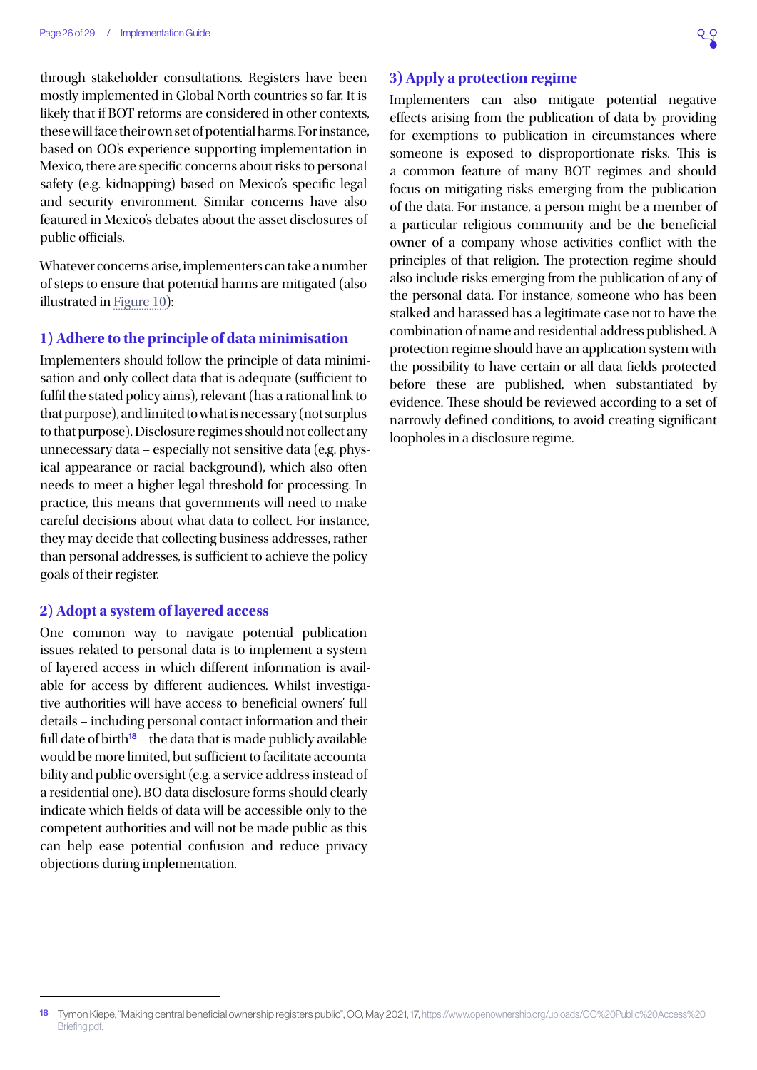through stakeholder consultations. Registers have been mostly implemented in Global North countries so far. It is likely that if BOT reforms are considered in other contexts, these will face their own set of potential harms. For instance, based on OO's experience supporting implementation in Mexico, there are specific concerns about risks to personal safety (e.g. kidnapping) based on Mexico's specific legal and security environment. Similar concerns have also featured in Mexico's debates about the asset disclosures of public officials.

Whatever concerns arise, implementers can take a number of steps to ensure that potential harms are mitigated (also illustrated in Figure 10):

### 1) Adhere to the principle of data minimisation

Implementers should follow the principle of data minimisation and only collect data that is adequate (sufficient to fulfil the stated policy aims), relevant (has a rational link to that purpose), and limited to what is necessary (not surplus to that purpose). Disclosure regimes should not collect any unnecessary data – especially not sensitive data (e.g. physical appearance or racial background), which also often needs to meet a higher legal threshold for processing. In practice, this means that governments will need to make careful decisions about what data to collect. For instance, they may decide that collecting business addresses, rather than personal addresses, is sufficient to achieve the policy goals of their register.

### 2) Adopt a system of layered access

One common way to navigate potential publication issues related to personal data is to implement a system of layered access in which different information is available for access by different audiences. Whilst investigative authorities will have access to beneficial owners' full details – including personal contact information and their full date of birth[18] – the data that is made publicly available would be more limited, but sufficient to facilitate accountability and public oversight (e.g. a service address instead of a residential one). BO data disclosure forms should clearly indicate which fields of data will be accessible only to the competent authorities and will not be made public as this can help ease potential confusion and reduce privacy objections during implementation.

### 3) Apply a protection regime

Implementers can also mitigate potential negative effects arising from the publication of data by providing for exemptions to publication in circumstances where someone is exposed to disproportionate risks. This is a common feature of many BOT regimes and should focus on mitigating risks emerging from the publication of the data. For instance, a person might be a member of a particular religious community and be the beneficial owner of a company whose activities conflict with the principles of that religion. The protection regime should also include risks emerging from the publication of any of the personal data. For instance, someone who has been stalked and harassed has a legitimate case not to have the combination of name and residential address published. A protection regime should have an application system with the possibility to have certain or all data fields protected before these are published, when substantiated by evidence. These should be reviewed according to a set of narrowly defined conditions, to avoid creating significant loopholes in a disclosure regime.

---

[18] Tymon Kiepe, "Making central beneficial ownership registers public", OO, May 2021, 17, https://www.openownership.org/uploads/OO%20Public%20Access%20Briefing.pdf.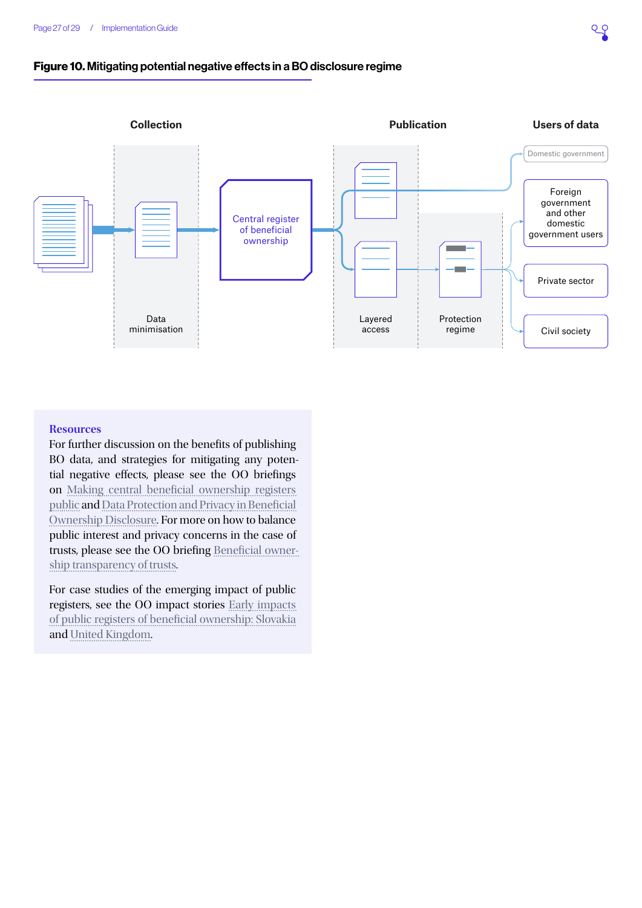**Figure 10. Mitigating potential negative effects in a BO disclosure regime**

Collection

Publication

Users of data

Central register of beneficial ownership

Data minimisation

Layered access

Protection regime

Domestic government

Foreign government and other domestic government users

Private sector

Civil society

## Resources

For further discussion on the benefits of publishing BO data, and strategies for mitigating any potential negative effects, please see the OO briefings on Making central beneficial ownership registers public and Data Protection and Privacy in Beneficial Ownership Disclosure. For more on how to balance public interest and privacy concerns in the case of trusts, please see the OO briefing Beneficial ownership transparency of trusts.

For case studies of the emerging impact of public registers, see the OO impact stories Early impacts of public registers of beneficial ownership: Slovakia and United Kingdom.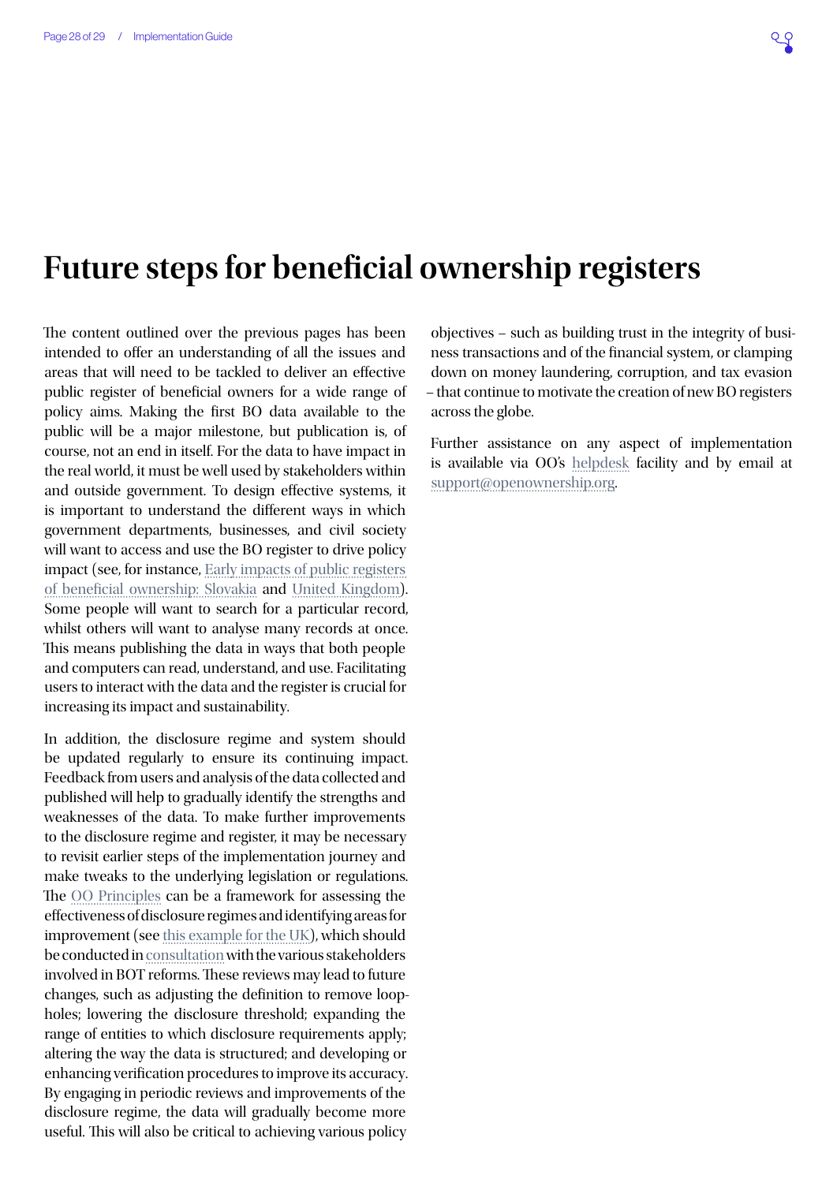# Future steps for beneficial ownership registers

The content outlined over the previous pages has been intended to offer an understanding of all the issues and areas that will need to be tackled to deliver an effective public register of beneficial owners for a wide range of policy aims. Making the first BO data available to the public will be a major milestone, but publication is, of course, not an end in itself. For the data to have impact in the real world, it must be well used by stakeholders within and outside government. To design effective systems, it is important to understand the different ways in which government departments, businesses, and civil society will want to access and use the BO register to drive policy impact (see, for instance, Early impacts of public registers of beneficial ownership: Slovakia and United Kingdom). Some people will want to search for a particular record, whilst others will want to analyse many records at once. This means publishing the data in ways that both people and computers can read, understand, and use. Facilitating users to interact with the data and the register is crucial for increasing its impact and sustainability.

In addition, the disclosure regime and system should be updated regularly to ensure its continuing impact. Feedback from users and analysis of the data collected and published will help to gradually identify the strengths and weaknesses of the data. To make further improvements to the disclosure regime and register, it may be necessary to revisit earlier steps of the implementation journey and make tweaks to the underlying legislation or regulations. The OO Principles can be a framework for assessing the effectiveness of disclosure regimes and identifying areas for improvement (see this example for the UK), which should be conducted in consultation with the various stakeholders involved in BOT reforms. These reviews may lead to future changes, such as adjusting the definition to remove loopholes; lowering the disclosure threshold; expanding the range of entities to which disclosure requirements apply; altering the way the data is structured; and developing or enhancing verification procedures to improve its accuracy. By engaging in periodic reviews and improvements of the disclosure regime, the data will gradually become more useful. This will also be critical to achieving various policy objectives – such as building trust in the integrity of business transactions and of the financial system, or clamping down on money laundering, corruption, and tax evasion – that continue to motivate the creation of new BO registers across the globe.

Further assistance on any aspect of implementation is available via OO's helpdesk facility and by email at support@openownership.org.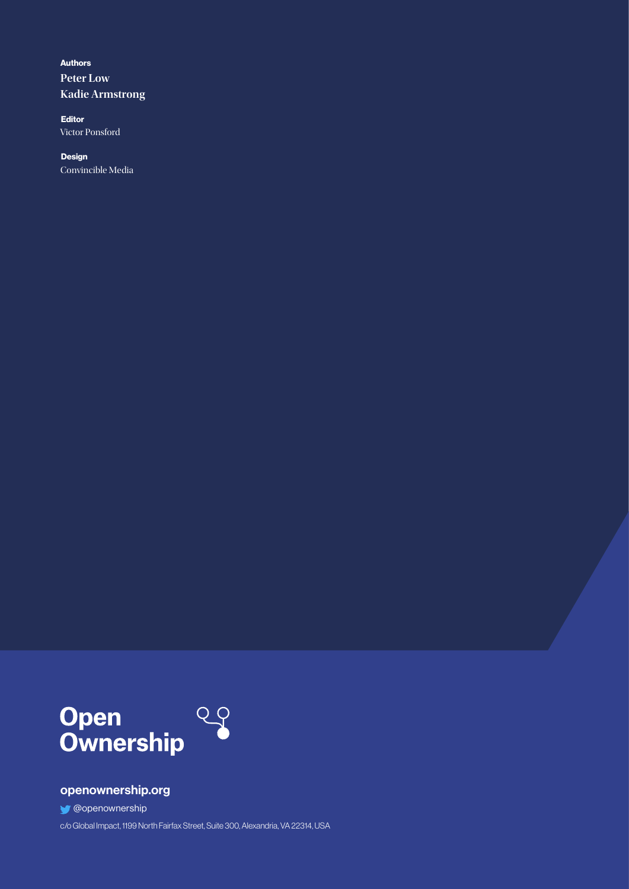**Authors**

Peter Low

Kadie Armstrong

**Editor**

Victor Ponsford

**Design**

Convincible Media

Open Ownership

openownership.org

@openownership

c/o Global Impact, 1199 North Fairfax Street, Suite 300, Alexandria, VA 22314, USA